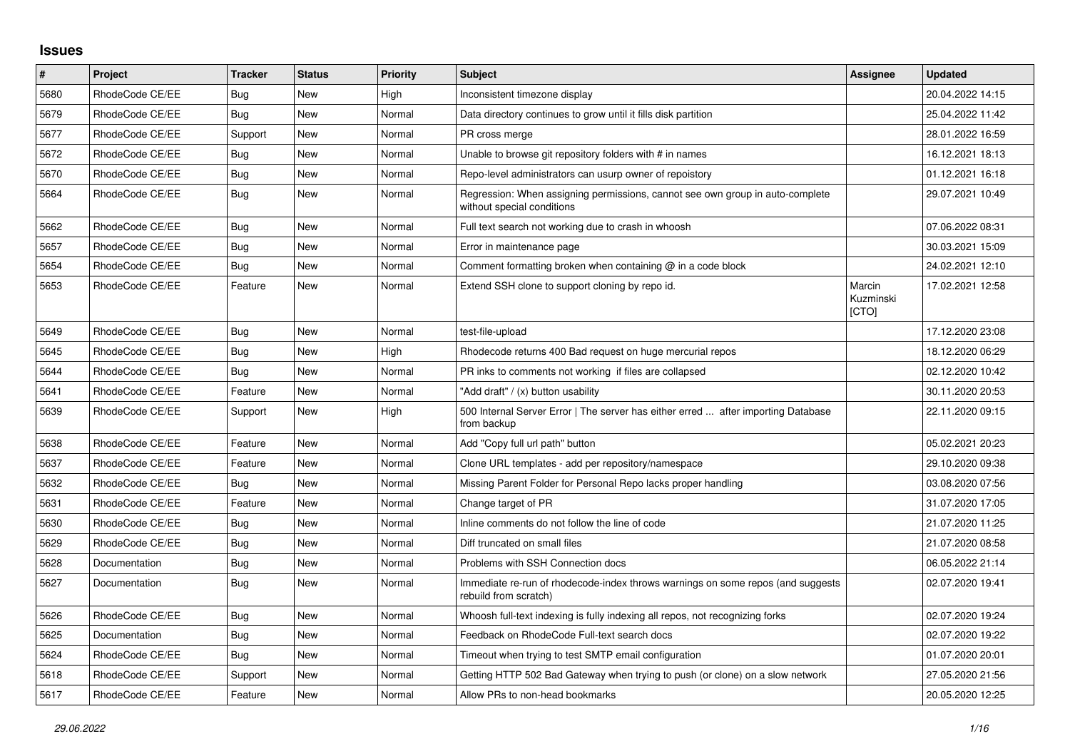## Issues

| # | Project | Tracker | Status | Priority | Subject | Assignee | Updated |
|---|---|---|---|---|---|---|---|
| 5680 | RhodeCode CE/EE | Bug | New | High | Inconsistent timezone display | | 20.04.2022 14:15 |
| 5679 | RhodeCode CE/EE | Bug | New | Normal | Data directory continues to grow until it fills disk partition | | 25.04.2022 11:42 |
| 5677 | RhodeCode CE/EE | Support | New | Normal | PR cross merge | | 28.01.2022 16:59 |
| 5672 | RhodeCode CE/EE | Bug | New | Normal | Unable to browse git repository folders with # in names | | 16.12.2021 18:13 |
| 5670 | RhodeCode CE/EE | Bug | New | Normal | Repo-level administrators can usurp owner of repoistory | | 01.12.2021 16:18 |
| 5664 | RhodeCode CE/EE | Bug | New | Normal | Regression: When assigning permissions, cannot see own group in auto-complete without special conditions | | 29.07.2021 10:49 |
| 5662 | RhodeCode CE/EE | Bug | New | Normal | Full text search not working due to crash in whoosh | | 07.06.2022 08:31 |
| 5657 | RhodeCode CE/EE | Bug | New | Normal | Error in maintenance page | | 30.03.2021 15:09 |
| 5654 | RhodeCode CE/EE | Bug | New | Normal | Comment formatting broken when containing @ in a code block | | 24.02.2021 12:10 |
| 5653 | RhodeCode CE/EE | Feature | New | Normal | Extend SSH clone to support cloning by repo id. | Marcin Kuzminski [CTO] | 17.02.2021 12:58 |
| 5649 | RhodeCode CE/EE | Bug | New | Normal | test-file-upload | | 17.12.2020 23:08 |
| 5645 | RhodeCode CE/EE | Bug | New | High | Rhodecode returns 400 Bad request on huge mercurial repos | | 18.12.2020 06:29 |
| 5644 | RhodeCode CE/EE | Bug | New | Normal | PR inks to comments not working if files are collapsed | | 02.12.2020 10:42 |
| 5641 | RhodeCode CE/EE | Feature | New | Normal | "Add draft" / (x) button usability | | 30.11.2020 20:53 |
| 5639 | RhodeCode CE/EE | Support | New | High | 500 Internal Server Error \| The server has either erred ... after importing Database from backup | | 22.11.2020 09:15 |
| 5638 | RhodeCode CE/EE | Feature | New | Normal | Add "Copy full url path" button | | 05.02.2021 20:23 |
| 5637 | RhodeCode CE/EE | Feature | New | Normal | Clone URL templates - add per repository/namespace | | 29.10.2020 09:38 |
| 5632 | RhodeCode CE/EE | Bug | New | Normal | Missing Parent Folder for Personal Repo lacks proper handling | | 03.08.2020 07:56 |
| 5631 | RhodeCode CE/EE | Feature | New | Normal | Change target of PR | | 31.07.2020 17:05 |
| 5630 | RhodeCode CE/EE | Bug | New | Normal | Inline comments do not follow the line of code | | 21.07.2020 11:25 |
| 5629 | RhodeCode CE/EE | Bug | New | Normal | Diff truncated on small files | | 21.07.2020 08:58 |
| 5628 | Documentation | Bug | New | Normal | Problems with SSH Connection docs | | 06.05.2022 21:14 |
| 5627 | Documentation | Bug | New | Normal | Immediate re-run of rhodecode-index throws warnings on some repos (and suggests rebuild from scratch) | | 02.07.2020 19:41 |
| 5626 | RhodeCode CE/EE | Bug | New | Normal | Whoosh full-text indexing is fully indexing all repos, not recognizing forks | | 02.07.2020 19:24 |
| 5625 | Documentation | Bug | New | Normal | Feedback on RhodeCode Full-text search docs | | 02.07.2020 19:22 |
| 5624 | RhodeCode CE/EE | Bug | New | Normal | Timeout when trying to test SMTP email configuration | | 01.07.2020 20:01 |
| 5618 | RhodeCode CE/EE | Support | New | Normal | Getting HTTP 502 Bad Gateway when trying to push (or clone) on a slow network | | 27.05.2020 21:56 |
| 5617 | RhodeCode CE/EE | Feature | New | Normal | Allow PRs to non-head bookmarks | | 20.05.2020 12:25 |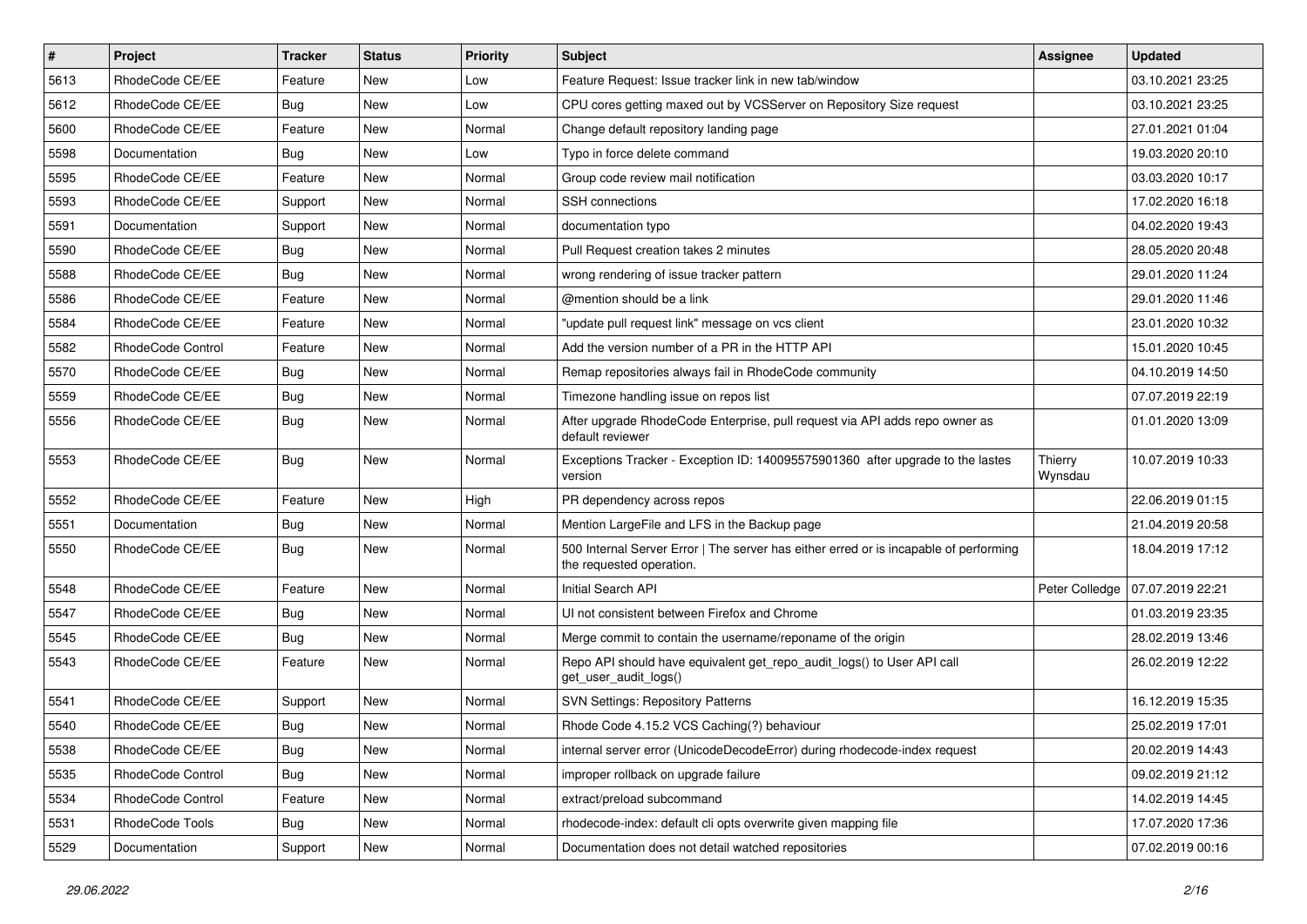| # | Project | Tracker | Status | Priority | Subject | Assignee | Updated |
|---|---|---|---|---|---|---|---|
| 5613 | RhodeCode CE/EE | Feature | New | Low | Feature Request: Issue tracker link in new tab/window | | 03.10.2021 23:25 |
| 5612 | RhodeCode CE/EE | Bug | New | Low | CPU cores getting maxed out by VCSServer on Repository Size request | | 03.10.2021 23:25 |
| 5600 | RhodeCode CE/EE | Feature | New | Normal | Change default repository landing page | | 27.01.2021 01:04 |
| 5598 | Documentation | Bug | New | Low | Typo in force delete command | | 19.03.2020 20:10 |
| 5595 | RhodeCode CE/EE | Feature | New | Normal | Group code review mail notification | | 03.03.2020 10:17 |
| 5593 | RhodeCode CE/EE | Support | New | Normal | SSH connections | | 17.02.2020 16:18 |
| 5591 | Documentation | Support | New | Normal | documentation typo | | 04.02.2020 19:43 |
| 5590 | RhodeCode CE/EE | Bug | New | Normal | Pull Request creation takes 2 minutes | | 28.05.2020 20:48 |
| 5588 | RhodeCode CE/EE | Bug | New | Normal | wrong rendering of issue tracker pattern | | 29.01.2020 11:24 |
| 5586 | RhodeCode CE/EE | Feature | New | Normal | @mention should be a link | | 29.01.2020 11:46 |
| 5584 | RhodeCode CE/EE | Feature | New | Normal | "update pull request link" message on vcs client | | 23.01.2020 10:32 |
| 5582 | RhodeCode Control | Feature | New | Normal | Add the version number of a PR in the HTTP API | | 15.01.2020 10:45 |
| 5570 | RhodeCode CE/EE | Bug | New | Normal | Remap repositories always fail in RhodeCode community | | 04.10.2019 14:50 |
| 5559 | RhodeCode CE/EE | Bug | New | Normal | Timezone handling issue on repos list | | 07.07.2019 22:19 |
| 5556 | RhodeCode CE/EE | Bug | New | Normal | After upgrade RhodeCode Enterprise, pull request via API adds repo owner as default reviewer | | 01.01.2020 13:09 |
| 5553 | RhodeCode CE/EE | Bug | New | Normal | Exceptions Tracker - Exception ID: 140095575901360 after upgrade to the lastes version | Thierry Wynsdau | 10.07.2019 10:33 |
| 5552 | RhodeCode CE/EE | Feature | New | High | PR dependency across repos | | 22.06.2019 01:15 |
| 5551 | Documentation | Bug | New | Normal | Mention LargeFile and LFS in the Backup page | | 21.04.2019 20:58 |
| 5550 | RhodeCode CE/EE | Bug | New | Normal | 500 Internal Server Error \| The server has either erred or is incapable of performing the requested operation. | | 18.04.2019 17:12 |
| 5548 | RhodeCode CE/EE | Feature | New | Normal | Initial Search API | Peter Colledge | 07.07.2019 22:21 |
| 5547 | RhodeCode CE/EE | Bug | New | Normal | UI not consistent between Firefox and Chrome | | 01.03.2019 23:35 |
| 5545 | RhodeCode CE/EE | Bug | New | Normal | Merge commit to contain the username/reponame of the origin | | 28.02.2019 13:46 |
| 5543 | RhodeCode CE/EE | Feature | New | Normal | Repo API should have equivalent get_repo_audit_logs() to User API call get_user_audit_logs() | | 26.02.2019 12:22 |
| 5541 | RhodeCode CE/EE | Support | New | Normal | SVN Settings: Repository Patterns | | 16.12.2019 15:35 |
| 5540 | RhodeCode CE/EE | Bug | New | Normal | Rhode Code 4.15.2 VCS Caching(?) behaviour | | 25.02.2019 17:01 |
| 5538 | RhodeCode CE/EE | Bug | New | Normal | internal server error (UnicodeDecodeError) during rhodecode-index request | | 20.02.2019 14:43 |
| 5535 | RhodeCode Control | Bug | New | Normal | improper rollback on upgrade failure | | 09.02.2019 21:12 |
| 5534 | RhodeCode Control | Feature | New | Normal | extract/preload subcommand | | 14.02.2019 14:45 |
| 5531 | RhodeCode Tools | Bug | New | Normal | rhodecode-index: default cli opts overwrite given mapping file | | 17.07.2020 17:36 |
| 5529 | Documentation | Support | New | Normal | Documentation does not detail watched repositories | | 07.02.2019 00:16 |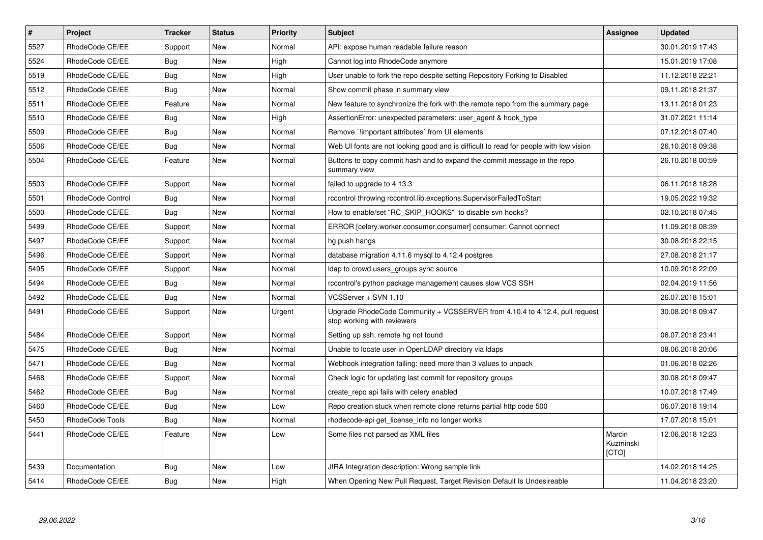| # | Project | Tracker | Status | Priority | Subject | Assignee | Updated |
|---|---|---|---|---|---|---|---|
| 5527 | RhodeCode CE/EE | Support | New | Normal | API: expose human readable failure reason | | 30.01.2019 17:43 |
| 5524 | RhodeCode CE/EE | Bug | New | High | Cannot log into RhodeCode anymore | | 15.01.2019 17:08 |
| 5519 | RhodeCode CE/EE | Bug | New | High | User unable to fork the repo despite setting Repository Forking to Disabled | | 11.12.2018 22:21 |
| 5512 | RhodeCode CE/EE | Bug | New | Normal | Show commit phase in summary view | | 09.11.2018 21:37 |
| 5511 | RhodeCode CE/EE | Feature | New | Normal | New feature to synchronize the fork with the remote repo from the summary page | | 13.11.2018 01:23 |
| 5510 | RhodeCode CE/EE | Bug | New | High | AssertionError: unexpected parameters: user_agent & hook_type | | 31.07.2021 11:14 |
| 5509 | RhodeCode CE/EE | Bug | New | Normal | Remove `!important attributes` from UI elements | | 07.12.2018 07:40 |
| 5506 | RhodeCode CE/EE | Bug | New | Normal | Web UI fonts are not looking good and is difficult to read for people with low vision | | 26.10.2018 09:38 |
| 5504 | RhodeCode CE/EE | Feature | New | Normal | Buttons to copy commit hash and to expand the commit message in the repo summary view | | 26.10.2018 00:59 |
| 5503 | RhodeCode CE/EE | Support | New | Normal | failed to upgrade to 4.13.3 | | 06.11.2018 18:28 |
| 5501 | RhodeCode Control | Bug | New | Normal | rccontrol throwing rccontrol.lib.exceptions.SupervisorFailedToStart | | 19.05.2022 19:32 |
| 5500 | RhodeCode CE/EE | Bug | New | Normal | How to enable/set "RC_SKIP_HOOKS" to disable svn hooks? | | 02.10.2018 07:45 |
| 5499 | RhodeCode CE/EE | Support | New | Normal | ERROR [celery.worker.consumer.consumer] consumer: Cannot connect | | 11.09.2018 08:39 |
| 5497 | RhodeCode CE/EE | Support | New | Normal | hg push hangs | | 30.08.2018 22:15 |
| 5496 | RhodeCode CE/EE | Support | New | Normal | database migration 4.11.6 mysql to 4.12.4 postgres | | 27.08.2018 21:17 |
| 5495 | RhodeCode CE/EE | Support | New | Normal | ldap to crowd users_groups sync source | | 10.09.2018 22:09 |
| 5494 | RhodeCode CE/EE | Bug | New | Normal | rccontrol's python package management causes slow VCS SSH | | 02.04.2019 11:56 |
| 5492 | RhodeCode CE/EE | Bug | New | Normal | VCSServer + SVN 1.10 | | 26.07.2018 15:01 |
| 5491 | RhodeCode CE/EE | Support | New | Urgent | Upgrade RhodeCode Community + VCSSERVER from 4.10.4 to 4.12.4, pull request stop working with reviewers | | 30.08.2018 09:47 |
| 5484 | RhodeCode CE/EE | Support | New | Normal | Setting up ssh, remote hg not found | | 06.07.2018 23:41 |
| 5475 | RhodeCode CE/EE | Bug | New | Normal | Unable to locate user in OpenLDAP directory via ldaps | | 08.06.2018 20:06 |
| 5471 | RhodeCode CE/EE | Bug | New | Normal | Webhook integration failing: need more than 3 values to unpack | | 01.06.2018 02:26 |
| 5468 | RhodeCode CE/EE | Support | New | Normal | Check logic for updating last commit for repository groups | | 30.08.2018 09:47 |
| 5462 | RhodeCode CE/EE | Bug | New | Normal | create_repo api fails with celery enabled | | 10.07.2018 17:49 |
| 5460 | RhodeCode CE/EE | Bug | New | Low | Repo creation stuck when remote clone returns partial http code 500 | | 06.07.2018 19:14 |
| 5450 | RhodeCode Tools | Bug | New | Normal | rhodecode-api get_license_info no longer works | | 17.07.2018 15:01 |
| 5441 | RhodeCode CE/EE | Feature | New | Low | Some files not parsed as XML files | Marcin Kuzminski [CTO] | 12.06.2018 12:23 |
| 5439 | Documentation | Bug | New | Low | JIRA Integration description: Wrong sample link | | 14.02.2018 14:25 |
| 5414 | RhodeCode CE/EE | Bug | New | High | When Opening New Pull Request, Target Revision Default Is Undesireable | | 11.04.2018 23:20 |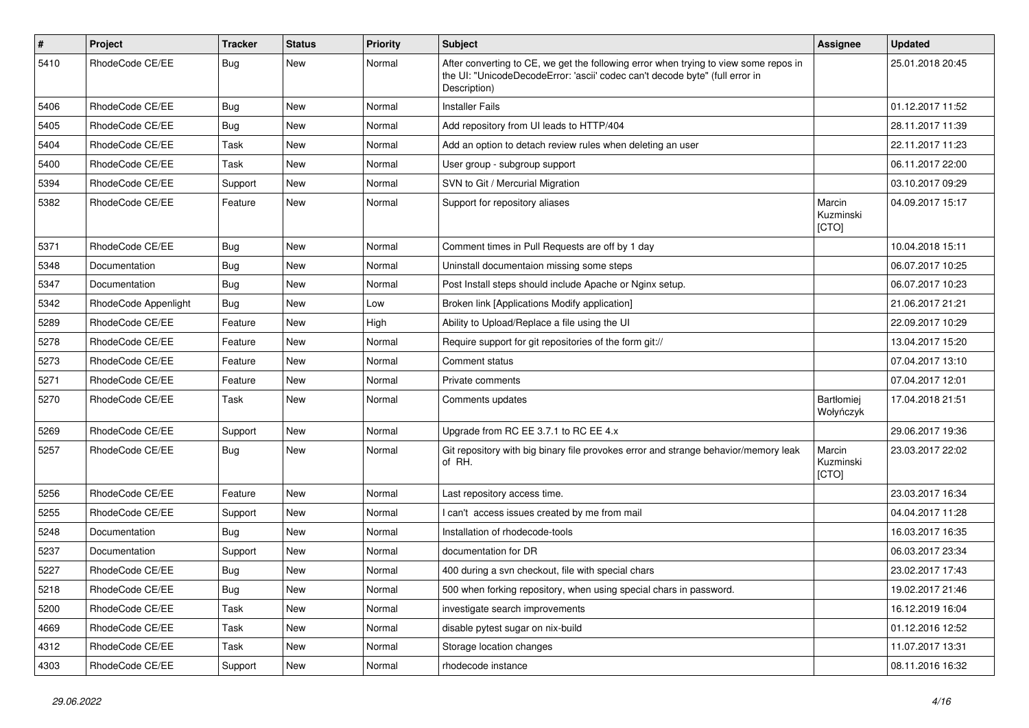| # | Project | Tracker | Status | Priority | Subject | Assignee | Updated |
| --- | --- | --- | --- | --- | --- | --- | --- |
| 5410 | RhodeCode CE/EE | Bug | New | Normal | After converting to CE, we get the following error when trying to view some repos in the UI: "UnicodeDecodeError: 'ascii' codec can't decode byte" (full error in Description) |  | 25.01.2018 20:45 |
| 5406 | RhodeCode CE/EE | Bug | New | Normal | Installer Fails |  | 01.12.2017 11:52 |
| 5405 | RhodeCode CE/EE | Bug | New | Normal | Add repository from UI leads to HTTP/404 |  | 28.11.2017 11:39 |
| 5404 | RhodeCode CE/EE | Task | New | Normal | Add an option to detach review rules when deleting an user |  | 22.11.2017 11:23 |
| 5400 | RhodeCode CE/EE | Task | New | Normal | User group - subgroup support |  | 06.11.2017 22:00 |
| 5394 | RhodeCode CE/EE | Support | New | Normal | SVN to Git / Mercurial Migration |  | 03.10.2017 09:29 |
| 5382 | RhodeCode CE/EE | Feature | New | Normal | Support for repository aliases | Marcin Kuzminski [CTO] | 04.09.2017 15:17 |
| 5371 | RhodeCode CE/EE | Bug | New | Normal | Comment times in Pull Requests are off by 1 day |  | 10.04.2018 15:11 |
| 5348 | Documentation | Bug | New | Normal | Uninstall documentaion missing some steps |  | 06.07.2017 10:25 |
| 5347 | Documentation | Bug | New | Normal | Post Install steps should include Apache or Nginx setup. |  | 06.07.2017 10:23 |
| 5342 | RhodeCode Appenlight | Bug | New | Low | Broken link [Applications Modify application] |  | 21.06.2017 21:21 |
| 5289 | RhodeCode CE/EE | Feature | New | High | Ability to Upload/Replace a file using the UI |  | 22.09.2017 10:29 |
| 5278 | RhodeCode CE/EE | Feature | New | Normal | Require support for git repositories of the form git:// |  | 13.04.2017 15:20 |
| 5273 | RhodeCode CE/EE | Feature | New | Normal | Comment status |  | 07.04.2017 13:10 |
| 5271 | RhodeCode CE/EE | Feature | New | Normal | Private comments |  | 07.04.2017 12:01 |
| 5270 | RhodeCode CE/EE | Task | New | Normal | Comments updates | Bartłomiej Wołyńczyk | 17.04.2018 21:51 |
| 5269 | RhodeCode CE/EE | Support | New | Normal | Upgrade from RC EE 3.7.1 to RC EE 4.x |  | 29.06.2017 19:36 |
| 5257 | RhodeCode CE/EE | Bug | New | Normal | Git repository with big binary file provokes error and strange behavior/memory leak of RH. | Marcin Kuzminski [CTO] | 23.03.2017 22:02 |
| 5256 | RhodeCode CE/EE | Feature | New | Normal | Last repository access time. |  | 23.03.2017 16:34 |
| 5255 | RhodeCode CE/EE | Support | New | Normal | I can't access issues created by me from mail |  | 04.04.2017 11:28 |
| 5248 | Documentation | Bug | New | Normal | Installation of rhodecode-tools |  | 16.03.2017 16:35 |
| 5237 | Documentation | Support | New | Normal | documentation for DR |  | 06.03.2017 23:34 |
| 5227 | RhodeCode CE/EE | Bug | New | Normal | 400 during a svn checkout, file with special chars |  | 23.02.2017 17:43 |
| 5218 | RhodeCode CE/EE | Bug | New | Normal | 500 when forking repository, when using special chars in password. |  | 19.02.2017 21:46 |
| 5200 | RhodeCode CE/EE | Task | New | Normal | investigate search improvements |  | 16.12.2019 16:04 |
| 4669 | RhodeCode CE/EE | Task | New | Normal | disable pytest sugar on nix-build |  | 01.12.2016 12:52 |
| 4312 | RhodeCode CE/EE | Task | New | Normal | Storage location changes |  | 11.07.2017 13:31 |
| 4303 | RhodeCode CE/EE | Support | New | Normal | rhodecode instance |  | 08.11.2016 16:32 |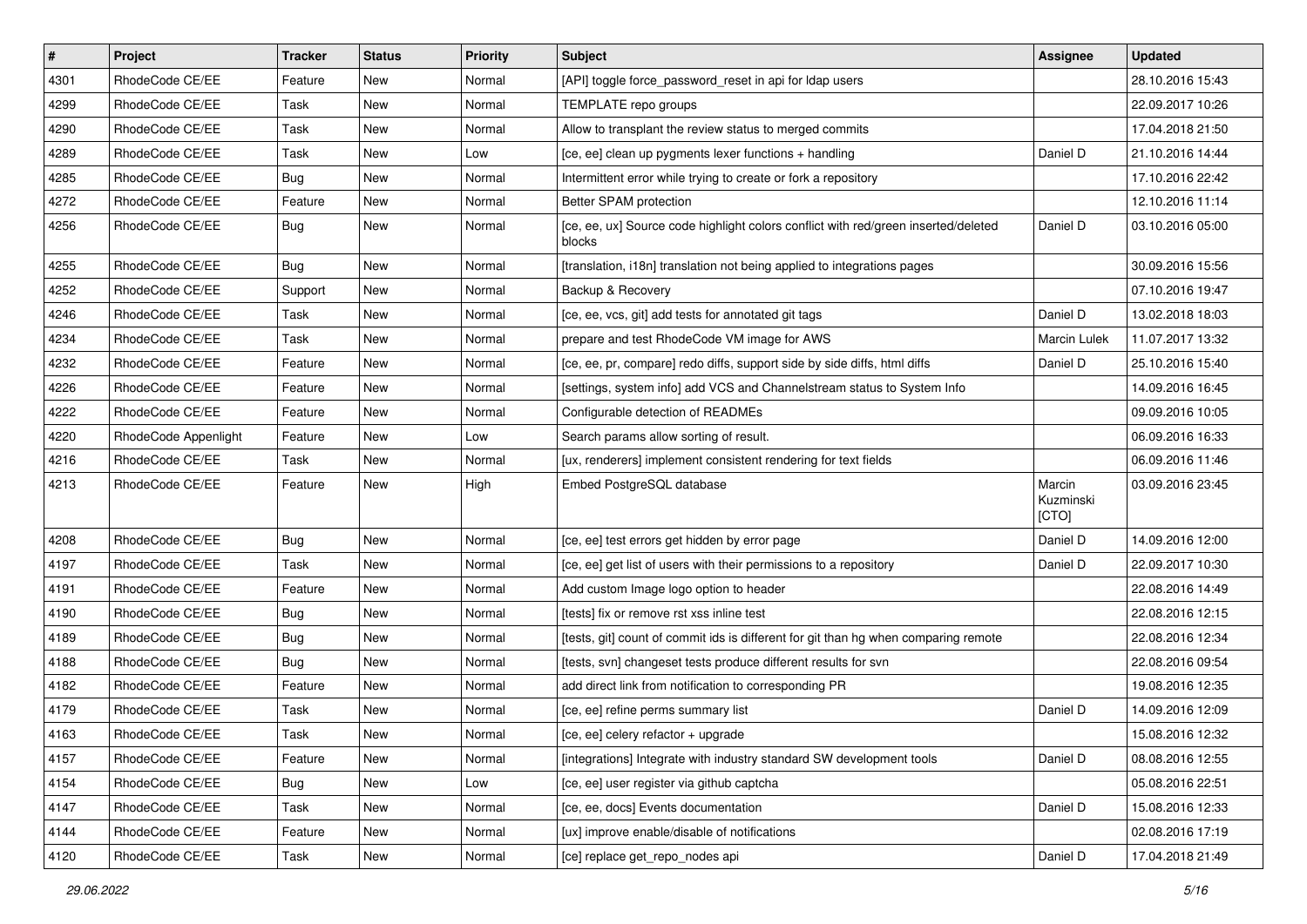| # | Project | Tracker | Status | Priority | Subject | Assignee | Updated |
| --- | --- | --- | --- | --- | --- | --- | --- |
| 4301 | RhodeCode CE/EE | Feature | New | Normal | [API] toggle force_password_reset in api for ldap users | | 28.10.2016 15:43 |
| 4299 | RhodeCode CE/EE | Task | New | Normal | TEMPLATE repo groups | | 22.09.2017 10:26 |
| 4290 | RhodeCode CE/EE | Task | New | Normal | Allow to transplant the review status to merged commits | | 17.04.2018 21:50 |
| 4289 | RhodeCode CE/EE | Task | New | Low | [ce, ee] clean up pygments lexer functions + handling | Daniel D | 21.10.2016 14:44 |
| 4285 | RhodeCode CE/EE | Bug | New | Normal | Intermittent error while trying to create or fork a repository | | 17.10.2016 22:42 |
| 4272 | RhodeCode CE/EE | Feature | New | Normal | Better SPAM protection | | 12.10.2016 11:14 |
| 4256 | RhodeCode CE/EE | Bug | New | Normal | [ce, ee, ux] Source code highlight colors conflict with red/green inserted/deleted blocks | Daniel D | 03.10.2016 05:00 |
| 4255 | RhodeCode CE/EE | Bug | New | Normal | [translation, i18n] translation not being applied to integrations pages | | 30.09.2016 15:56 |
| 4252 | RhodeCode CE/EE | Support | New | Normal | Backup & Recovery | | 07.10.2016 19:47 |
| 4246 | RhodeCode CE/EE | Task | New | Normal | [ce, ee, vcs, git] add tests for annotated git tags | Daniel D | 13.02.2018 18:03 |
| 4234 | RhodeCode CE/EE | Task | New | Normal | prepare and test RhodeCode VM image for AWS | Marcin Lulek | 11.07.2017 13:32 |
| 4232 | RhodeCode CE/EE | Feature | New | Normal | [ce, ee, pr, compare] redo diffs, support side by side diffs, html diffs | Daniel D | 25.10.2016 15:40 |
| 4226 | RhodeCode CE/EE | Feature | New | Normal | [settings, system info] add VCS and Channelstream status to System Info | | 14.09.2016 16:45 |
| 4222 | RhodeCode CE/EE | Feature | New | Normal | Configurable detection of READMEs | | 09.09.2016 10:05 |
| 4220 | RhodeCode Appenlight | Feature | New | Low | Search params allow sorting of result. | | 06.09.2016 16:33 |
| 4216 | RhodeCode CE/EE | Task | New | Normal | [ux, renderers] implement consistent rendering for text fields | | 06.09.2016 11:46 |
| 4213 | RhodeCode CE/EE | Feature | New | High | Embed PostgreSQL database | Marcin Kuzminski [CTO] | 03.09.2016 23:45 |
| 4208 | RhodeCode CE/EE | Bug | New | Normal | [ce, ee] test errors get hidden by error page | Daniel D | 14.09.2016 12:00 |
| 4197 | RhodeCode CE/EE | Task | New | Normal | [ce, ee] get list of users with their permissions to a repository | Daniel D | 22.09.2017 10:30 |
| 4191 | RhodeCode CE/EE | Feature | New | Normal | Add custom Image logo option to header | | 22.08.2016 14:49 |
| 4190 | RhodeCode CE/EE | Bug | New | Normal | [tests] fix or remove rst xss inline test | | 22.08.2016 12:15 |
| 4189 | RhodeCode CE/EE | Bug | New | Normal | [tests, git] count of commit ids is different for git than hg when comparing remote | | 22.08.2016 12:34 |
| 4188 | RhodeCode CE/EE | Bug | New | Normal | [tests, svn] changeset tests produce different results for svn | | 22.08.2016 09:54 |
| 4182 | RhodeCode CE/EE | Feature | New | Normal | add direct link from notification to corresponding PR | | 19.08.2016 12:35 |
| 4179 | RhodeCode CE/EE | Task | New | Normal | [ce, ee] refine perms summary list | Daniel D | 14.09.2016 12:09 |
| 4163 | RhodeCode CE/EE | Task | New | Normal | [ce, ee] celery refactor + upgrade | | 15.08.2016 12:32 |
| 4157 | RhodeCode CE/EE | Feature | New | Normal | [integrations] Integrate with industry standard SW development tools | Daniel D | 08.08.2016 12:55 |
| 4154 | RhodeCode CE/EE | Bug | New | Low | [ce, ee] user register via github captcha | | 05.08.2016 22:51 |
| 4147 | RhodeCode CE/EE | Task | New | Normal | [ce, ee, docs] Events documentation | Daniel D | 15.08.2016 12:33 |
| 4144 | RhodeCode CE/EE | Feature | New | Normal | [ux] improve enable/disable of notifications | | 02.08.2016 17:19 |
| 4120 | RhodeCode CE/EE | Task | New | Normal | [ce] replace get_repo_nodes api | Daniel D | 17.04.2018 21:49 |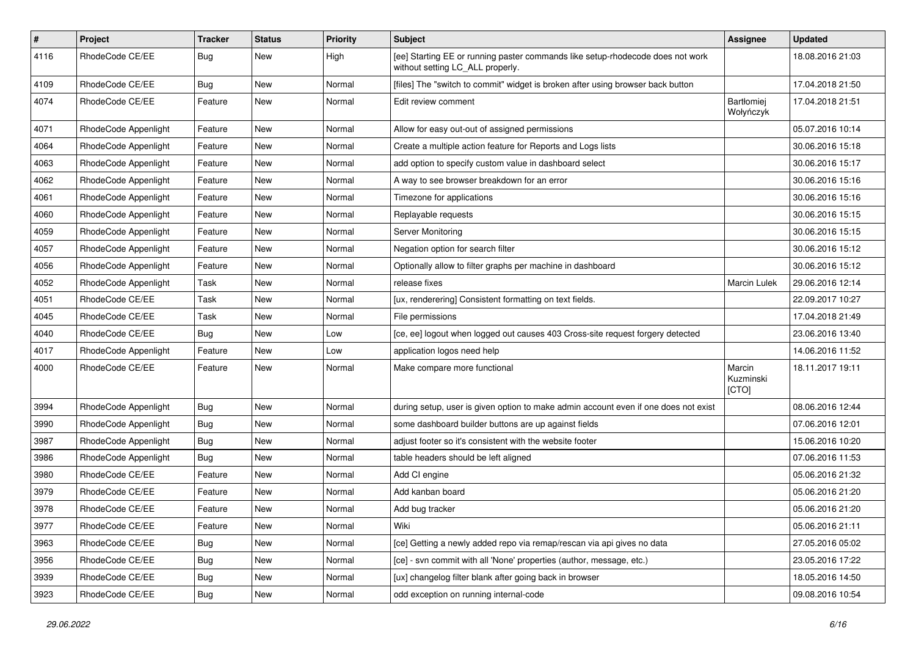| # | Project | Tracker | Status | Priority | Subject | Assignee | Updated |
|---|---|---|---|---|---|---|---|
| 4116 | RhodeCode CE/EE | Bug | New | High | [ee] Starting EE or running paster commands like setup-rhodecode does not work without setting LC_ALL properly. | | 18.08.2016 21:03 |
| 4109 | RhodeCode CE/EE | Bug | New | Normal | [files] The "switch to commit" widget is broken after using browser back button | | 17.04.2018 21:50 |
| 4074 | RhodeCode CE/EE | Feature | New | Normal | Edit review comment | Bartłomiej Wołyńczyk | 17.04.2018 21:51 |
| 4071 | RhodeCode Appenlight | Feature | New | Normal | Allow for easy out-out of assigned permissions | | 05.07.2016 10:14 |
| 4064 | RhodeCode Appenlight | Feature | New | Normal | Create a multiple action feature for Reports and Logs lists | | 30.06.2016 15:18 |
| 4063 | RhodeCode Appenlight | Feature | New | Normal | add option to specify custom value in dashboard select | | 30.06.2016 15:17 |
| 4062 | RhodeCode Appenlight | Feature | New | Normal | A way to see browser breakdown for an error | | 30.06.2016 15:16 |
| 4061 | RhodeCode Appenlight | Feature | New | Normal | Timezone for applications | | 30.06.2016 15:16 |
| 4060 | RhodeCode Appenlight | Feature | New | Normal | Replayable requests | | 30.06.2016 15:15 |
| 4059 | RhodeCode Appenlight | Feature | New | Normal | Server Monitoring | | 30.06.2016 15:15 |
| 4057 | RhodeCode Appenlight | Feature | New | Normal | Negation option for search filter | | 30.06.2016 15:12 |
| 4056 | RhodeCode Appenlight | Feature | New | Normal | Optionally allow to filter graphs per machine in dashboard | | 30.06.2016 15:12 |
| 4052 | RhodeCode Appenlight | Task | New | Normal | release fixes | Marcin Lulek | 29.06.2016 12:14 |
| 4051 | RhodeCode CE/EE | Task | New | Normal | [ux, renderering] Consistent formatting on text fields. | | 22.09.2017 10:27 |
| 4045 | RhodeCode CE/EE | Task | New | Normal | File permissions | | 17.04.2018 21:49 |
| 4040 | RhodeCode CE/EE | Bug | New | Low | [ce, ee] logout when logged out causes 403 Cross-site request forgery detected | | 23.06.2016 13:40 |
| 4017 | RhodeCode Appenlight | Feature | New | Low | application logos need help | | 14.06.2016 11:52 |
| 4000 | RhodeCode CE/EE | Feature | New | Normal | Make compare more functional | Marcin Kuzminski [CTO] | 18.11.2017 19:11 |
| 3994 | RhodeCode Appenlight | Bug | New | Normal | during setup, user is given option to make admin account even if one does not exist | | 08.06.2016 12:44 |
| 3990 | RhodeCode Appenlight | Bug | New | Normal | some dashboard builder buttons are up against fields | | 07.06.2016 12:01 |
| 3987 | RhodeCode Appenlight | Bug | New | Normal | adjust footer so it's consistent with the website footer | | 15.06.2016 10:20 |
| 3986 | RhodeCode Appenlight | Bug | New | Normal | table headers should be left aligned | | 07.06.2016 11:53 |
| 3980 | RhodeCode CE/EE | Feature | New | Normal | Add CI engine | | 05.06.2016 21:32 |
| 3979 | RhodeCode CE/EE | Feature | New | Normal | Add kanban board | | 05.06.2016 21:20 |
| 3978 | RhodeCode CE/EE | Feature | New | Normal | Add bug tracker | | 05.06.2016 21:20 |
| 3977 | RhodeCode CE/EE | Feature | New | Normal | Wiki | | 05.06.2016 21:11 |
| 3963 | RhodeCode CE/EE | Bug | New | Normal | [ce] Getting a newly added repo via remap/rescan via api gives no data | | 27.05.2016 05:02 |
| 3956 | RhodeCode CE/EE | Bug | New | Normal | [ce] - svn commit with all 'None' properties (author, message, etc.) | | 23.05.2016 17:22 |
| 3939 | RhodeCode CE/EE | Bug | New | Normal | [ux] changelog filter blank after going back in browser | | 18.05.2016 14:50 |
| 3923 | RhodeCode CE/EE | Bug | New | Normal | odd exception on running internal-code | | 09.08.2016 10:54 |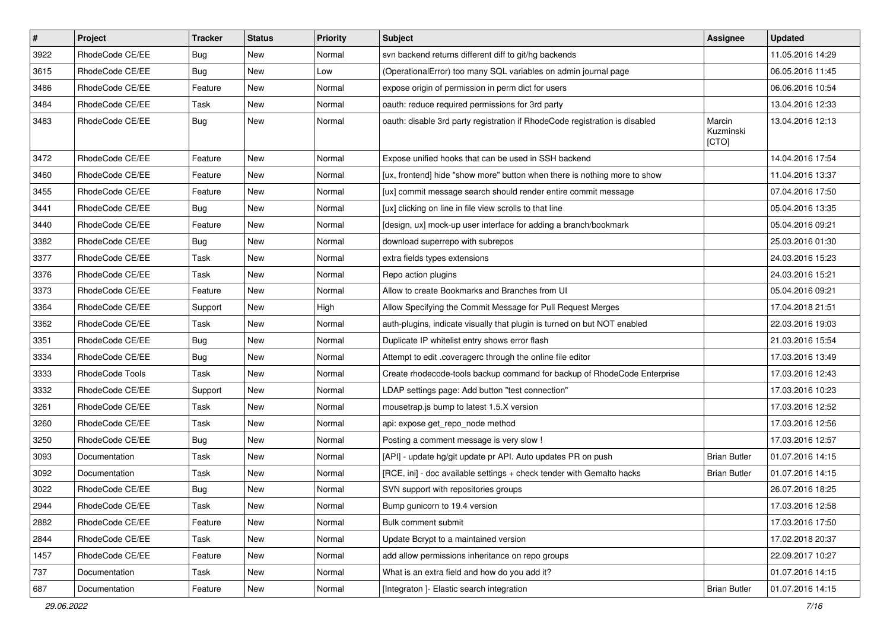| # | Project | Tracker | Status | Priority | Subject | Assignee | Updated |
|---|---|---|---|---|---|---|---|
| 3922 | RhodeCode CE/EE | Bug | New | Normal | svn backend returns different diff to git/hg backends | | 11.05.2016 14:29 |
| 3615 | RhodeCode CE/EE | Bug | New | Low | (OperationalError) too many SQL variables on admin journal page | | 06.05.2016 11:45 |
| 3486 | RhodeCode CE/EE | Feature | New | Normal | expose origin of permission in perm dict for users | | 06.06.2016 10:54 |
| 3484 | RhodeCode CE/EE | Task | New | Normal | oauth: reduce required permissions for 3rd party | | 13.04.2016 12:33 |
| 3483 | RhodeCode CE/EE | Bug | New | Normal | oauth: disable 3rd party registration if RhodeCode registration is disabled | Marcin Kuzminski [CTO] | 13.04.2016 12:13 |
| 3472 | RhodeCode CE/EE | Feature | New | Normal | Expose unified hooks that can be used in SSH backend | | 14.04.2016 17:54 |
| 3460 | RhodeCode CE/EE | Feature | New | Normal | [ux, frontend] hide "show more" button when there is nothing more to show | | 11.04.2016 13:37 |
| 3455 | RhodeCode CE/EE | Feature | New | Normal | [ux] commit message search should render entire commit message | | 07.04.2016 17:50 |
| 3441 | RhodeCode CE/EE | Bug | New | Normal | [ux] clicking on line in file view scrolls to that line | | 05.04.2016 13:35 |
| 3440 | RhodeCode CE/EE | Feature | New | Normal | [design, ux] mock-up user interface for adding a branch/bookmark | | 05.04.2016 09:21 |
| 3382 | RhodeCode CE/EE | Bug | New | Normal | download superrepo with subrepos | | 25.03.2016 01:30 |
| 3377 | RhodeCode CE/EE | Task | New | Normal | extra fields types extensions | | 24.03.2016 15:23 |
| 3376 | RhodeCode CE/EE | Task | New | Normal | Repo action plugins | | 24.03.2016 15:21 |
| 3373 | RhodeCode CE/EE | Feature | New | Normal | Allow to create Bookmarks and Branches from UI | | 05.04.2016 09:21 |
| 3364 | RhodeCode CE/EE | Support | New | High | Allow Specifying the Commit Message for Pull Request Merges | | 17.04.2018 21:51 |
| 3362 | RhodeCode CE/EE | Task | New | Normal | auth-plugins, indicate visually that plugin is turned on but NOT enabled | | 22.03.2016 19:03 |
| 3351 | RhodeCode CE/EE | Bug | New | Normal | Duplicate IP whitelist entry shows error flash | | 21.03.2016 15:54 |
| 3334 | RhodeCode CE/EE | Bug | New | Normal | Attempt to edit .coveragerc through the online file editor | | 17.03.2016 13:49 |
| 3333 | RhodeCode Tools | Task | New | Normal | Create rhodecode-tools backup command for backup of RhodeCode Enterprise | | 17.03.2016 12:43 |
| 3332 | RhodeCode CE/EE | Support | New | Normal | LDAP settings page: Add button "test connection" | | 17.03.2016 10:23 |
| 3261 | RhodeCode CE/EE | Task | New | Normal | mousetrap.js bump to latest 1.5.X version | | 17.03.2016 12:52 |
| 3260 | RhodeCode CE/EE | Task | New | Normal | api: expose get_repo_node method | | 17.03.2016 12:56 |
| 3250 | RhodeCode CE/EE | Bug | New | Normal | Posting a comment message is very slow ! | | 17.03.2016 12:57 |
| 3093 | Documentation | Task | New | Normal | [API] - update hg/git update pr API. Auto updates PR on push | Brian Butler | 01.07.2016 14:15 |
| 3092 | Documentation | Task | New | Normal | [RCE, ini] - doc available settings + check tender with Gemalto hacks | Brian Butler | 01.07.2016 14:15 |
| 3022 | RhodeCode CE/EE | Bug | New | Normal | SVN support with repositories groups | | 26.07.2016 18:25 |
| 2944 | RhodeCode CE/EE | Task | New | Normal | Bump gunicorn to 19.4 version | | 17.03.2016 12:58 |
| 2882 | RhodeCode CE/EE | Feature | New | Normal | Bulk comment submit | | 17.03.2016 17:50 |
| 2844 | RhodeCode CE/EE | Task | New | Normal | Update Bcrypt to a maintained version | | 17.02.2018 20:37 |
| 1457 | RhodeCode CE/EE | Feature | New | Normal | add allow permissions inheritance on repo groups | | 22.09.2017 10:27 |
| 737 | Documentation | Task | New | Normal | What is an extra field and how do you add it? | | 01.07.2016 14:15 |
| 687 | Documentation | Feature | New | Normal | [Integraton ]- Elastic search integration | Brian Butler | 01.07.2016 14:15 |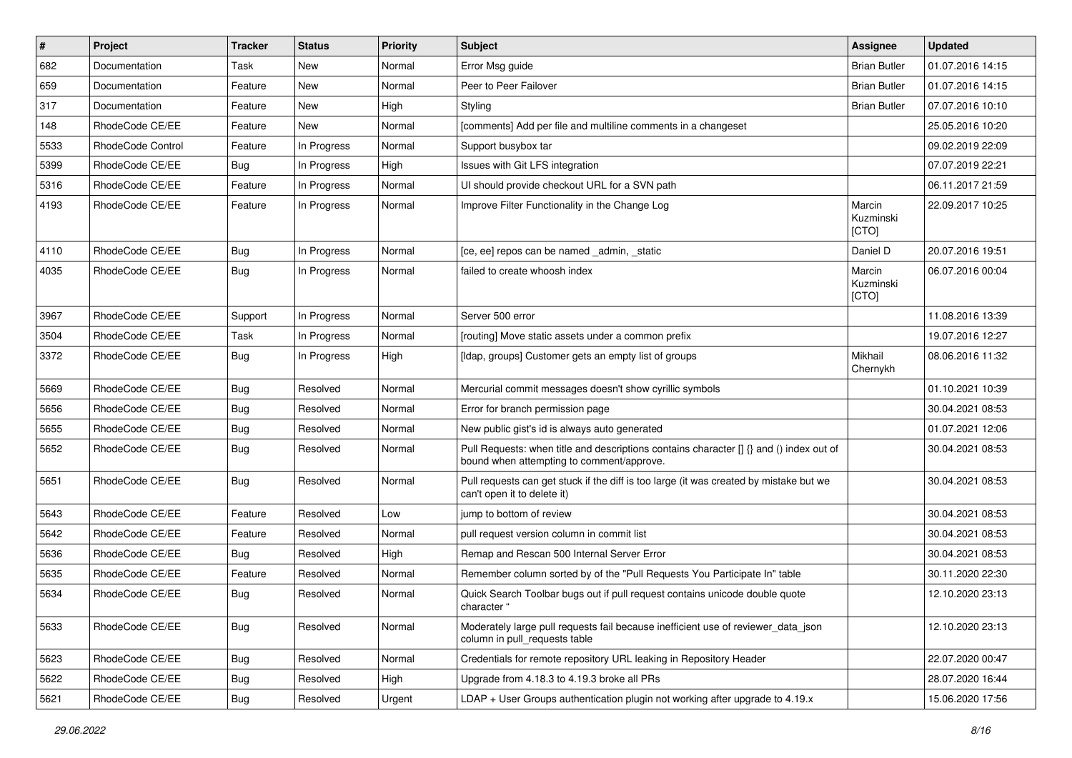| # | Project | Tracker | Status | Priority | Subject | Assignee | Updated |
|---|---|---|---|---|---|---|---|
| 682 | Documentation | Task | New | Normal | Error Msg guide | Brian Butler | 01.07.2016 14:15 |
| 659 | Documentation | Feature | New | Normal | Peer to Peer Failover | Brian Butler | 01.07.2016 14:15 |
| 317 | Documentation | Feature | New | High | Styling | Brian Butler | 07.07.2016 10:10 |
| 148 | RhodeCode CE/EE | Feature | New | Normal | [comments] Add per file and multiline comments in a changeset | | 25.05.2016 10:20 |
| 5533 | RhodeCode Control | Feature | In Progress | Normal | Support busybox tar | | 09.02.2019 22:09 |
| 5399 | RhodeCode CE/EE | Bug | In Progress | High | Issues with Git LFS integration | | 07.07.2019 22:21 |
| 5316 | RhodeCode CE/EE | Feature | In Progress | Normal | UI should provide checkout URL for a SVN path | | 06.11.2017 21:59 |
| 4193 | RhodeCode CE/EE | Feature | In Progress | Normal | Improve Filter Functionality in the Change Log | Marcin Kuzminski [CTO] | 22.09.2017 10:25 |
| 4110 | RhodeCode CE/EE | Bug | In Progress | Normal | [ce, ee] repos can be named _admin, _static | Daniel D | 20.07.2016 19:51 |
| 4035 | RhodeCode CE/EE | Bug | In Progress | Normal | failed to create whoosh index | Marcin Kuzminski [CTO] | 06.07.2016 00:04 |
| 3967 | RhodeCode CE/EE | Support | In Progress | Normal | Server 500 error | | 11.08.2016 13:39 |
| 3504 | RhodeCode CE/EE | Task | In Progress | Normal | [routing] Move static assets under a common prefix | | 19.07.2016 12:27 |
| 3372 | RhodeCode CE/EE | Bug | In Progress | High | [ldap, groups] Customer gets an empty list of groups | Mikhail Chernykh | 08.06.2016 11:32 |
| 5669 | RhodeCode CE/EE | Bug | Resolved | Normal | Mercurial commit messages doesn't show cyrillic symbols | | 01.10.2021 10:39 |
| 5656 | RhodeCode CE/EE | Bug | Resolved | Normal | Error for branch permission page | | 30.04.2021 08:53 |
| 5655 | RhodeCode CE/EE | Bug | Resolved | Normal | New public gist's id is always auto generated | | 01.07.2021 12:06 |
| 5652 | RhodeCode CE/EE | Bug | Resolved | Normal | Pull Requests: when title and descriptions contains character [] {} and () index out of bound when attempting to comment/approve. | | 30.04.2021 08:53 |
| 5651 | RhodeCode CE/EE | Bug | Resolved | Normal | Pull requests can get stuck if the diff is too large (it was created by mistake but we can't open it to delete it) | | 30.04.2021 08:53 |
| 5643 | RhodeCode CE/EE | Feature | Resolved | Low | jump to bottom of review | | 30.04.2021 08:53 |
| 5642 | RhodeCode CE/EE | Feature | Resolved | Normal | pull request version column in commit list | | 30.04.2021 08:53 |
| 5636 | RhodeCode CE/EE | Bug | Resolved | High | Remap and Rescan 500 Internal Server Error | | 30.04.2021 08:53 |
| 5635 | RhodeCode CE/EE | Feature | Resolved | Normal | Remember column sorted by of the "Pull Requests You Participate In" table | | 30.11.2020 22:30 |
| 5634 | RhodeCode CE/EE | Bug | Resolved | Normal | Quick Search Toolbar bugs out if pull request contains unicode double quote character " | | 12.10.2020 23:13 |
| 5633 | RhodeCode CE/EE | Bug | Resolved | Normal | Moderately large pull requests fail because inefficient use of reviewer_data_json column in pull_requests table | | 12.10.2020 23:13 |
| 5623 | RhodeCode CE/EE | Bug | Resolved | Normal | Credentials for remote repository URL leaking in Repository Header | | 22.07.2020 00:47 |
| 5622 | RhodeCode CE/EE | Bug | Resolved | High | Upgrade from 4.18.3 to 4.19.3 broke all PRs | | 28.07.2020 16:44 |
| 5621 | RhodeCode CE/EE | Bug | Resolved | Urgent | LDAP + User Groups authentication plugin not working after upgrade to 4.19.x | | 15.06.2020 17:56 |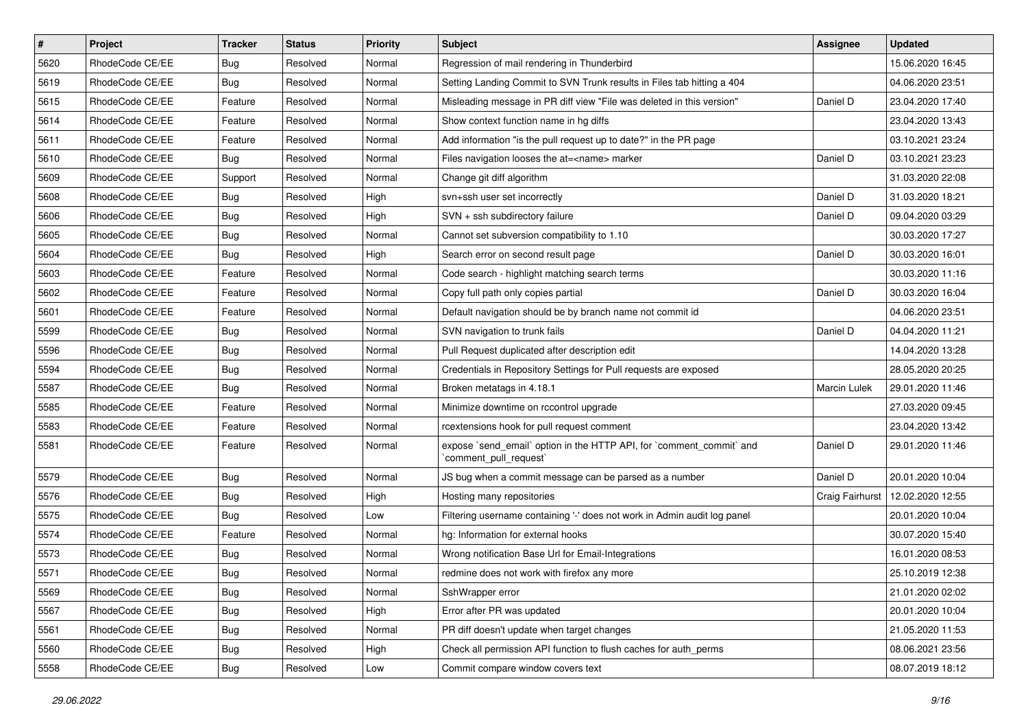| # | Project | Tracker | Status | Priority | Subject | Assignee | Updated |
|---|---|---|---|---|---|---|---|
| 5620 | RhodeCode CE/EE | Bug | Resolved | Normal | Regression of mail rendering in Thunderbird | | 15.06.2020 16:45 |
| 5619 | RhodeCode CE/EE | Bug | Resolved | Normal | Setting Landing Commit to SVN Trunk results in Files tab hitting a 404 | | 04.06.2020 23:51 |
| 5615 | RhodeCode CE/EE | Feature | Resolved | Normal | Misleading message in PR diff view "File was deleted in this version" | Daniel D | 23.04.2020 17:40 |
| 5614 | RhodeCode CE/EE | Feature | Resolved | Normal | Show context function name in hg diffs | | 23.04.2020 13:43 |
| 5611 | RhodeCode CE/EE | Feature | Resolved | Normal | Add information "is the pull request up to date?" in the PR page | | 03.10.2021 23:24 |
| 5610 | RhodeCode CE/EE | Bug | Resolved | Normal | Files navigation looses the at=<name> marker | Daniel D | 03.10.2021 23:23 |
| 5609 | RhodeCode CE/EE | Support | Resolved | Normal | Change git diff algorithm | | 31.03.2020 22:08 |
| 5608 | RhodeCode CE/EE | Bug | Resolved | High | svn+ssh user set incorrectly | Daniel D | 31.03.2020 18:21 |
| 5606 | RhodeCode CE/EE | Bug | Resolved | High | SVN + ssh subdirectory failure | Daniel D | 09.04.2020 03:29 |
| 5605 | RhodeCode CE/EE | Bug | Resolved | Normal | Cannot set subversion compatibility to 1.10 | | 30.03.2020 17:27 |
| 5604 | RhodeCode CE/EE | Bug | Resolved | High | Search error on second result page | Daniel D | 30.03.2020 16:01 |
| 5603 | RhodeCode CE/EE | Feature | Resolved | Normal | Code search - highlight matching search terms | | 30.03.2020 11:16 |
| 5602 | RhodeCode CE/EE | Feature | Resolved | Normal | Copy full path only copies partial | Daniel D | 30.03.2020 16:04 |
| 5601 | RhodeCode CE/EE | Feature | Resolved | Normal | Default navigation should be by branch name not commit id | | 04.06.2020 23:51 |
| 5599 | RhodeCode CE/EE | Bug | Resolved | Normal | SVN navigation to trunk fails | Daniel D | 04.04.2020 11:21 |
| 5596 | RhodeCode CE/EE | Bug | Resolved | Normal | Pull Request duplicated after description edit | | 14.04.2020 13:28 |
| 5594 | RhodeCode CE/EE | Bug | Resolved | Normal | Credentials in Repository Settings for Pull requests are exposed | | 28.05.2020 20:25 |
| 5587 | RhodeCode CE/EE | Bug | Resolved | Normal | Broken metatags in 4.18.1 | Marcin Lulek | 29.01.2020 11:46 |
| 5585 | RhodeCode CE/EE | Feature | Resolved | Normal | Minimize downtime on rccontrol upgrade | | 27.03.2020 09:45 |
| 5583 | RhodeCode CE/EE | Feature | Resolved | Normal | rcextensions hook for pull request comment | | 23.04.2020 13:42 |
| 5581 | RhodeCode CE/EE | Feature | Resolved | Normal | expose `send_email` option in the HTTP API, for `comment_commit` and `comment_pull_request` | Daniel D | 29.01.2020 11:46 |
| 5579 | RhodeCode CE/EE | Bug | Resolved | Normal | JS bug when a commit message can be parsed as a number | Daniel D | 20.01.2020 10:04 |
| 5576 | RhodeCode CE/EE | Bug | Resolved | High | Hosting many repositories | Craig Fairhurst | 12.02.2020 12:55 |
| 5575 | RhodeCode CE/EE | Bug | Resolved | Low | Filtering username containing '-' does not work in Admin audit log panel | | 20.01.2020 10:04 |
| 5574 | RhodeCode CE/EE | Feature | Resolved | Normal | hg: Information for external hooks | | 30.07.2020 15:40 |
| 5573 | RhodeCode CE/EE | Bug | Resolved | Normal | Wrong notification Base Url for Email-Integrations | | 16.01.2020 08:53 |
| 5571 | RhodeCode CE/EE | Bug | Resolved | Normal | redmine does not work with firefox any more | | 25.10.2019 12:38 |
| 5569 | RhodeCode CE/EE | Bug | Resolved | Normal | SshWrapper error | | 21.01.2020 02:02 |
| 5567 | RhodeCode CE/EE | Bug | Resolved | High | Error after PR was updated | | 20.01.2020 10:04 |
| 5561 | RhodeCode CE/EE | Bug | Resolved | Normal | PR diff doesn't update when target changes | | 21.05.2020 11:53 |
| 5560 | RhodeCode CE/EE | Bug | Resolved | High | Check all permission API function to flush caches for auth_perms | | 08.06.2021 23:56 |
| 5558 | RhodeCode CE/EE | Bug | Resolved | Low | Commit compare window covers text | | 08.07.2019 18:12 |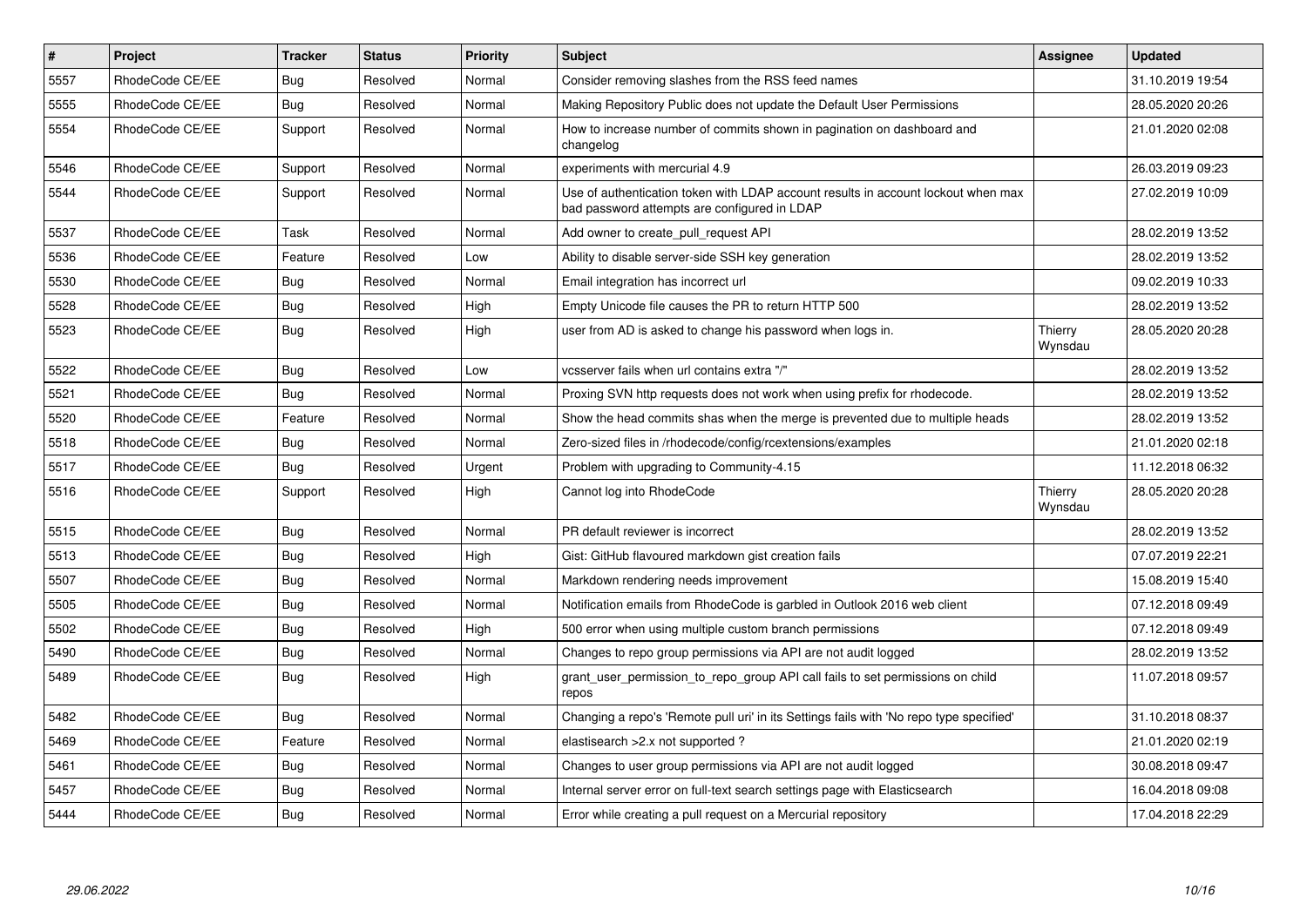| # | Project | Tracker | Status | Priority | Subject | Assignee | Updated |
|---|---|---|---|---|---|---|---|
| 5557 | RhodeCode CE/EE | Bug | Resolved | Normal | Consider removing slashes from the RSS feed names | | 31.10.2019 19:54 |
| 5555 | RhodeCode CE/EE | Bug | Resolved | Normal | Making Repository Public does not update the Default User Permissions | | 28.05.2020 20:26 |
| 5554 | RhodeCode CE/EE | Support | Resolved | Normal | How to increase number of commits shown in pagination on dashboard and changelog | | 21.01.2020 02:08 |
| 5546 | RhodeCode CE/EE | Support | Resolved | Normal | experiments with mercurial 4.9 | | 26.03.2019 09:23 |
| 5544 | RhodeCode CE/EE | Support | Resolved | Normal | Use of authentication token with LDAP account results in account lockout when max bad password attempts are configured in LDAP | | 27.02.2019 10:09 |
| 5537 | RhodeCode CE/EE | Task | Resolved | Normal | Add owner to create_pull_request API | | 28.02.2019 13:52 |
| 5536 | RhodeCode CE/EE | Feature | Resolved | Low | Ability to disable server-side SSH key generation | | 28.02.2019 13:52 |
| 5530 | RhodeCode CE/EE | Bug | Resolved | Normal | Email integration has incorrect url | | 09.02.2019 10:33 |
| 5528 | RhodeCode CE/EE | Bug | Resolved | High | Empty Unicode file causes the PR to return HTTP 500 | | 28.02.2019 13:52 |
| 5523 | RhodeCode CE/EE | Bug | Resolved | High | user from AD is asked to change his password when logs in. | Thierry Wynsdau | 28.05.2020 20:28 |
| 5522 | RhodeCode CE/EE | Bug | Resolved | Low | vcsserver fails when url contains extra "/" | | 28.02.2019 13:52 |
| 5521 | RhodeCode CE/EE | Bug | Resolved | Normal | Proxing SVN http requests does not work when using prefix for rhodecode. | | 28.02.2019 13:52 |
| 5520 | RhodeCode CE/EE | Feature | Resolved | Normal | Show the head commits shas when the merge is prevented due to multiple heads | | 28.02.2019 13:52 |
| 5518 | RhodeCode CE/EE | Bug | Resolved | Normal | Zero-sized files in /rhodecode/config/rcextensions/examples | | 21.01.2020 02:18 |
| 5517 | RhodeCode CE/EE | Bug | Resolved | Urgent | Problem with upgrading to Community-4.15 | | 11.12.2018 06:32 |
| 5516 | RhodeCode CE/EE | Support | Resolved | High | Cannot log into RhodeCode | Thierry Wynsdau | 28.05.2020 20:28 |
| 5515 | RhodeCode CE/EE | Bug | Resolved | Normal | PR default reviewer is incorrect | | 28.02.2019 13:52 |
| 5513 | RhodeCode CE/EE | Bug | Resolved | High | Gist: GitHub flavoured markdown gist creation fails | | 07.07.2019 22:21 |
| 5507 | RhodeCode CE/EE | Bug | Resolved | Normal | Markdown rendering needs improvement | | 15.08.2019 15:40 |
| 5505 | RhodeCode CE/EE | Bug | Resolved | Normal | Notification emails from RhodeCode is garbled in Outlook 2016 web client | | 07.12.2018 09:49 |
| 5502 | RhodeCode CE/EE | Bug | Resolved | High | 500 error when using multiple custom branch permissions | | 07.12.2018 09:49 |
| 5490 | RhodeCode CE/EE | Bug | Resolved | Normal | Changes to repo group permissions via API are not audit logged | | 28.02.2019 13:52 |
| 5489 | RhodeCode CE/EE | Bug | Resolved | High | grant_user_permission_to_repo_group API call fails to set permissions on child repos | | 11.07.2018 09:57 |
| 5482 | RhodeCode CE/EE | Bug | Resolved | Normal | Changing a repo's 'Remote pull uri' in its Settings fails with 'No repo type specified' | | 31.10.2018 08:37 |
| 5469 | RhodeCode CE/EE | Feature | Resolved | Normal | elastisearch >2.x not supported ? | | 21.01.2020 02:19 |
| 5461 | RhodeCode CE/EE | Bug | Resolved | Normal | Changes to user group permissions via API are not audit logged | | 30.08.2018 09:47 |
| 5457 | RhodeCode CE/EE | Bug | Resolved | Normal | Internal server error on full-text search settings page with Elasticsearch | | 16.04.2018 09:08 |
| 5444 | RhodeCode CE/EE | Bug | Resolved | Normal | Error while creating a pull request on a Mercurial repository | | 17.04.2018 22:29 |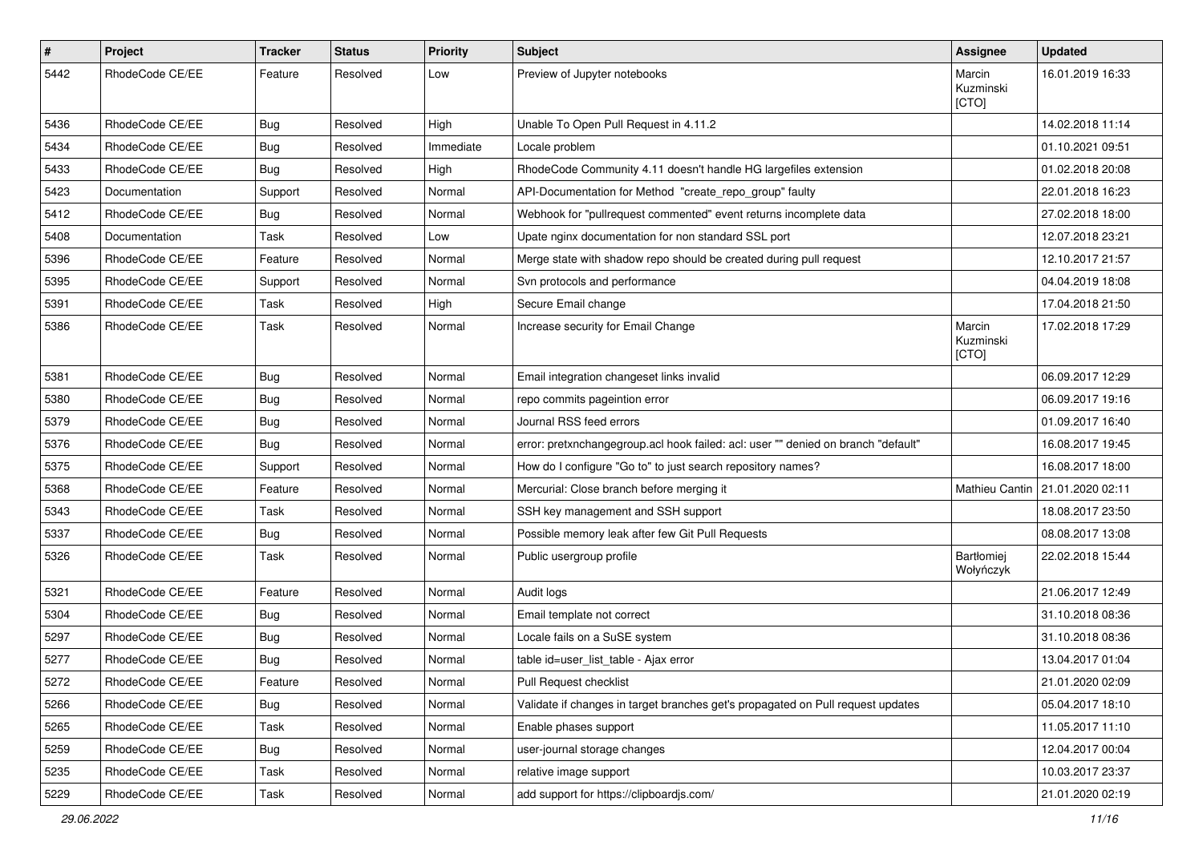| # | Project | Tracker | Status | Priority | Subject | Assignee | Updated |
|---|---|---|---|---|---|---|---|
| 5442 | RhodeCode CE/EE | Feature | Resolved | Low | Preview of Jupyter notebooks | Marcin Kuzminski [CTO] | 16.01.2019 16:33 |
| 5436 | RhodeCode CE/EE | Bug | Resolved | High | Unable To Open Pull Request in 4.11.2 | | 14.02.2018 11:14 |
| 5434 | RhodeCode CE/EE | Bug | Resolved | Immediate | Locale problem | | 01.10.2021 09:51 |
| 5433 | RhodeCode CE/EE | Bug | Resolved | High | RhodeCode Community 4.11 doesn't handle HG largefiles extension | | 01.02.2018 20:08 |
| 5423 | Documentation | Support | Resolved | Normal | API-Documentation for Method "create_repo_group" faulty | | 22.01.2018 16:23 |
| 5412 | RhodeCode CE/EE | Bug | Resolved | Normal | Webhook for "pullrequest commented" event returns incomplete data | | 27.02.2018 18:00 |
| 5408 | Documentation | Task | Resolved | Low | Upate nginx documentation for non standard SSL port | | 12.07.2018 23:21 |
| 5396 | RhodeCode CE/EE | Feature | Resolved | Normal | Merge state with shadow repo should be created during pull request | | 12.10.2017 21:57 |
| 5395 | RhodeCode CE/EE | Support | Resolved | Normal | Svn protocols and performance | | 04.04.2019 18:08 |
| 5391 | RhodeCode CE/EE | Task | Resolved | High | Secure Email change | | 17.04.2018 21:50 |
| 5386 | RhodeCode CE/EE | Task | Resolved | Normal | Increase security for Email Change | Marcin Kuzminski [CTO] | 17.02.2018 17:29 |
| 5381 | RhodeCode CE/EE | Bug | Resolved | Normal | Email integration changeset links invalid | | 06.09.2017 12:29 |
| 5380 | RhodeCode CE/EE | Bug | Resolved | Normal | repo commits pageintion error | | 06.09.2017 19:16 |
| 5379 | RhodeCode CE/EE | Bug | Resolved | Normal | Journal RSS feed errors | | 01.09.2017 16:40 |
| 5376 | RhodeCode CE/EE | Bug | Resolved | Normal | error: pretxnchangegroup.acl hook failed: acl: user "" denied on branch "default" | | 16.08.2017 19:45 |
| 5375 | RhodeCode CE/EE | Support | Resolved | Normal | How do I configure "Go to" to just search repository names? | | 16.08.2017 18:00 |
| 5368 | RhodeCode CE/EE | Feature | Resolved | Normal | Mercurial: Close branch before merging it | Mathieu Cantin | 21.01.2020 02:11 |
| 5343 | RhodeCode CE/EE | Task | Resolved | Normal | SSH key management and SSH support | | 18.08.2017 23:50 |
| 5337 | RhodeCode CE/EE | Bug | Resolved | Normal | Possible memory leak after few Git Pull Requests | | 08.08.2017 13:08 |
| 5326 | RhodeCode CE/EE | Task | Resolved | Normal | Public usergroup profile | Bartłomiej Wołyńczyk | 22.02.2018 15:44 |
| 5321 | RhodeCode CE/EE | Feature | Resolved | Normal | Audit logs | | 21.06.2017 12:49 |
| 5304 | RhodeCode CE/EE | Bug | Resolved | Normal | Email template not correct | | 31.10.2018 08:36 |
| 5297 | RhodeCode CE/EE | Bug | Resolved | Normal | Locale fails on a SuSE system | | 31.10.2018 08:36 |
| 5277 | RhodeCode CE/EE | Bug | Resolved | Normal | table id=user_list_table - Ajax error | | 13.04.2017 01:04 |
| 5272 | RhodeCode CE/EE | Feature | Resolved | Normal | Pull Request checklist | | 21.01.2020 02:09 |
| 5266 | RhodeCode CE/EE | Bug | Resolved | Normal | Validate if changes in target branches get's propagated on Pull request updates | | 05.04.2017 18:10 |
| 5265 | RhodeCode CE/EE | Task | Resolved | Normal | Enable phases support | | 11.05.2017 11:10 |
| 5259 | RhodeCode CE/EE | Bug | Resolved | Normal | user-journal storage changes | | 12.04.2017 00:04 |
| 5235 | RhodeCode CE/EE | Task | Resolved | Normal | relative image support | | 10.03.2017 23:37 |
| 5229 | RhodeCode CE/EE | Task | Resolved | Normal | add support for https://clipboardjs.com/ | | 21.01.2020 02:19 |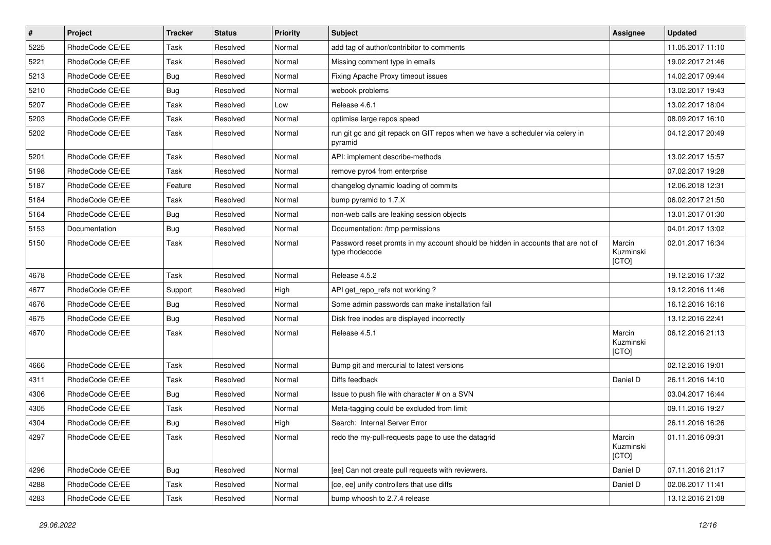| # | Project | Tracker | Status | Priority | Subject | Assignee | Updated |
| --- | --- | --- | --- | --- | --- | --- | --- |
| 5225 | RhodeCode CE/EE | Task | Resolved | Normal | add tag of author/contribitor to comments | | 11.05.2017 11:10 |
| 5221 | RhodeCode CE/EE | Task | Resolved | Normal | Missing comment type in emails | | 19.02.2017 21:46 |
| 5213 | RhodeCode CE/EE | Bug | Resolved | Normal | Fixing Apache Proxy timeout issues | | 14.02.2017 09:44 |
| 5210 | RhodeCode CE/EE | Bug | Resolved | Normal | webook problems | | 13.02.2017 19:43 |
| 5207 | RhodeCode CE/EE | Task | Resolved | Low | Release 4.6.1 | | 13.02.2017 18:04 |
| 5203 | RhodeCode CE/EE | Task | Resolved | Normal | optimise large repos speed | | 08.09.2017 16:10 |
| 5202 | RhodeCode CE/EE | Task | Resolved | Normal | run git gc and git repack on GIT repos when we have a scheduler via celery in pyramid | | 04.12.2017 20:49 |
| 5201 | RhodeCode CE/EE | Task | Resolved | Normal | API: implement describe-methods | | 13.02.2017 15:57 |
| 5198 | RhodeCode CE/EE | Task | Resolved | Normal | remove pyro4 from enterprise | | 07.02.2017 19:28 |
| 5187 | RhodeCode CE/EE | Feature | Resolved | Normal | changelog dynamic loading of commits | | 12.06.2018 12:31 |
| 5184 | RhodeCode CE/EE | Task | Resolved | Normal | bump pyramid to 1.7.X | | 06.02.2017 21:50 |
| 5164 | RhodeCode CE/EE | Bug | Resolved | Normal | non-web calls are leaking session objects | | 13.01.2017 01:30 |
| 5153 | Documentation | Bug | Resolved | Normal | Documentation: /tmp permissions | | 04.01.2017 13:02 |
| 5150 | RhodeCode CE/EE | Task | Resolved | Normal | Password reset promts in my account should be hidden in accounts that are not of type rhodecode | Marcin Kuzminski [CTO] | 02.01.2017 16:34 |
| 4678 | RhodeCode CE/EE | Task | Resolved | Normal | Release 4.5.2 | | 19.12.2016 17:32 |
| 4677 | RhodeCode CE/EE | Support | Resolved | High | API get_repo_refs not working ? | | 19.12.2016 11:46 |
| 4676 | RhodeCode CE/EE | Bug | Resolved | Normal | Some admin passwords can make installation fail | | 16.12.2016 16:16 |
| 4675 | RhodeCode CE/EE | Bug | Resolved | Normal | Disk free inodes are displayed incorrectly | | 13.12.2016 22:41 |
| 4670 | RhodeCode CE/EE | Task | Resolved | Normal | Release 4.5.1 | Marcin Kuzminski [CTO] | 06.12.2016 21:13 |
| 4666 | RhodeCode CE/EE | Task | Resolved | Normal | Bump git and mercurial to latest versions | | 02.12.2016 19:01 |
| 4311 | RhodeCode CE/EE | Task | Resolved | Normal | Diffs feedback | Daniel D | 26.11.2016 14:10 |
| 4306 | RhodeCode CE/EE | Bug | Resolved | Normal | Issue to push file with character # on a SVN | | 03.04.2017 16:44 |
| 4305 | RhodeCode CE/EE | Task | Resolved | Normal | Meta-tagging could be excluded from limit | | 09.11.2016 19:27 |
| 4304 | RhodeCode CE/EE | Bug | Resolved | High | Search: Internal Server Error | | 26.11.2016 16:26 |
| 4297 | RhodeCode CE/EE | Task | Resolved | Normal | redo the my-pull-requests page to use the datagrid | Marcin Kuzminski [CTO] | 01.11.2016 09:31 |
| 4296 | RhodeCode CE/EE | Bug | Resolved | Normal | [ee] Can not create pull requests with reviewers. | Daniel D | 07.11.2016 21:17 |
| 4288 | RhodeCode CE/EE | Task | Resolved | Normal | [ce, ee] unify controllers that use diffs | Daniel D | 02.08.2017 11:41 |
| 4283 | RhodeCode CE/EE | Task | Resolved | Normal | bump whoosh to 2.7.4 release | | 13.12.2016 21:08 |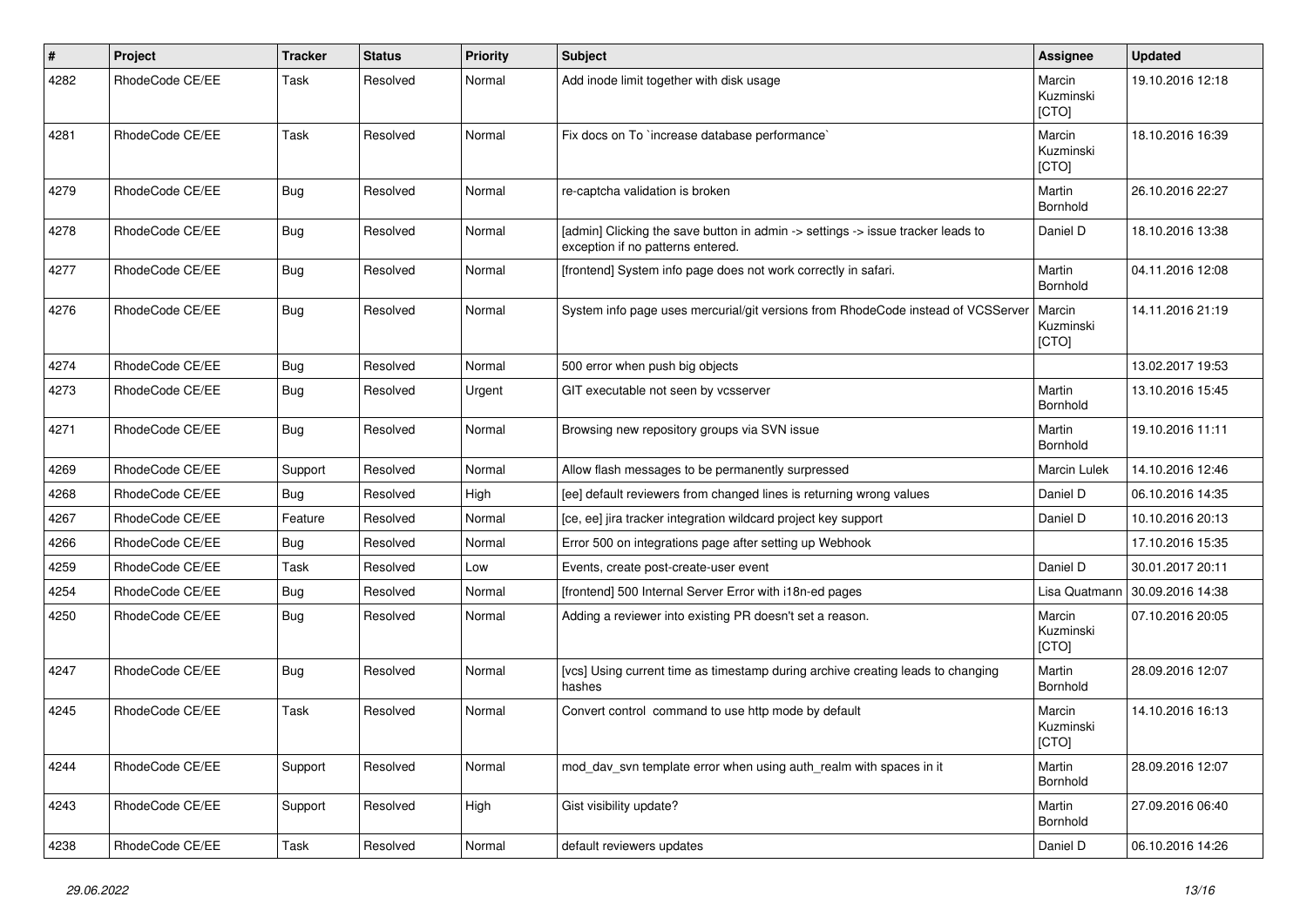| # | Project | Tracker | Status | Priority | Subject | Assignee | Updated |
|---|---|---|---|---|---|---|---|
| 4282 | RhodeCode CE/EE | Task | Resolved | Normal | Add inode limit together with disk usage | Marcin Kuzminski [CTO] | 19.10.2016 12:18 |
| 4281 | RhodeCode CE/EE | Task | Resolved | Normal | Fix docs on To `increase database performance` | Marcin Kuzminski [CTO] | 18.10.2016 16:39 |
| 4279 | RhodeCode CE/EE | Bug | Resolved | Normal | re-captcha validation is broken | Martin Bornhold | 26.10.2016 22:27 |
| 4278 | RhodeCode CE/EE | Bug | Resolved | Normal | [admin] Clicking the save button in admin -> settings -> issue tracker leads to exception if no patterns entered. | Daniel D | 18.10.2016 13:38 |
| 4277 | RhodeCode CE/EE | Bug | Resolved | Normal | [frontend] System info page does not work correctly in safari. | Martin Bornhold | 04.11.2016 12:08 |
| 4276 | RhodeCode CE/EE | Bug | Resolved | Normal | System info page uses mercurial/git versions from RhodeCode instead of VCSServer | Marcin Kuzminski [CTO] | 14.11.2016 21:19 |
| 4274 | RhodeCode CE/EE | Bug | Resolved | Normal | 500 error when push big objects | | 13.02.2017 19:53 |
| 4273 | RhodeCode CE/EE | Bug | Resolved | Urgent | GIT executable not seen by vcsserver | Martin Bornhold | 13.10.2016 15:45 |
| 4271 | RhodeCode CE/EE | Bug | Resolved | Normal | Browsing new repository groups via SVN issue | Martin Bornhold | 19.10.2016 11:11 |
| 4269 | RhodeCode CE/EE | Support | Resolved | Normal | Allow flash messages to be permanently surpressed | Marcin Lulek | 14.10.2016 12:46 |
| 4268 | RhodeCode CE/EE | Bug | Resolved | High | [ee] default reviewers from changed lines is returning wrong values | Daniel D | 06.10.2016 14:35 |
| 4267 | RhodeCode CE/EE | Feature | Resolved | Normal | [ce, ee] jira tracker integration wildcard project key support | Daniel D | 10.10.2016 20:13 |
| 4266 | RhodeCode CE/EE | Bug | Resolved | Normal | Error 500 on integrations page after setting up Webhook | | 17.10.2016 15:35 |
| 4259 | RhodeCode CE/EE | Task | Resolved | Low | Events, create post-create-user event | Daniel D | 30.01.2017 20:11 |
| 4254 | RhodeCode CE/EE | Bug | Resolved | Normal | [frontend] 500 Internal Server Error with i18n-ed pages | Lisa Quatmann | 30.09.2016 14:38 |
| 4250 | RhodeCode CE/EE | Bug | Resolved | Normal | Adding a reviewer into existing PR doesn't set a reason. | Marcin Kuzminski [CTO] | 07.10.2016 20:05 |
| 4247 | RhodeCode CE/EE | Bug | Resolved | Normal | [vcs] Using current time as timestamp during archive creating leads to changing hashes | Martin Bornhold | 28.09.2016 12:07 |
| 4245 | RhodeCode CE/EE | Task | Resolved | Normal | Convert control command to use http mode by default | Marcin Kuzminski [CTO] | 14.10.2016 16:13 |
| 4244 | RhodeCode CE/EE | Support | Resolved | Normal | mod_dav_svn template error when using auth_realm with spaces in it | Martin Bornhold | 28.09.2016 12:07 |
| 4243 | RhodeCode CE/EE | Support | Resolved | High | Gist visibility update? | Martin Bornhold | 27.09.2016 06:40 |
| 4238 | RhodeCode CE/EE | Task | Resolved | Normal | default reviewers updates | Daniel D | 06.10.2016 14:26 |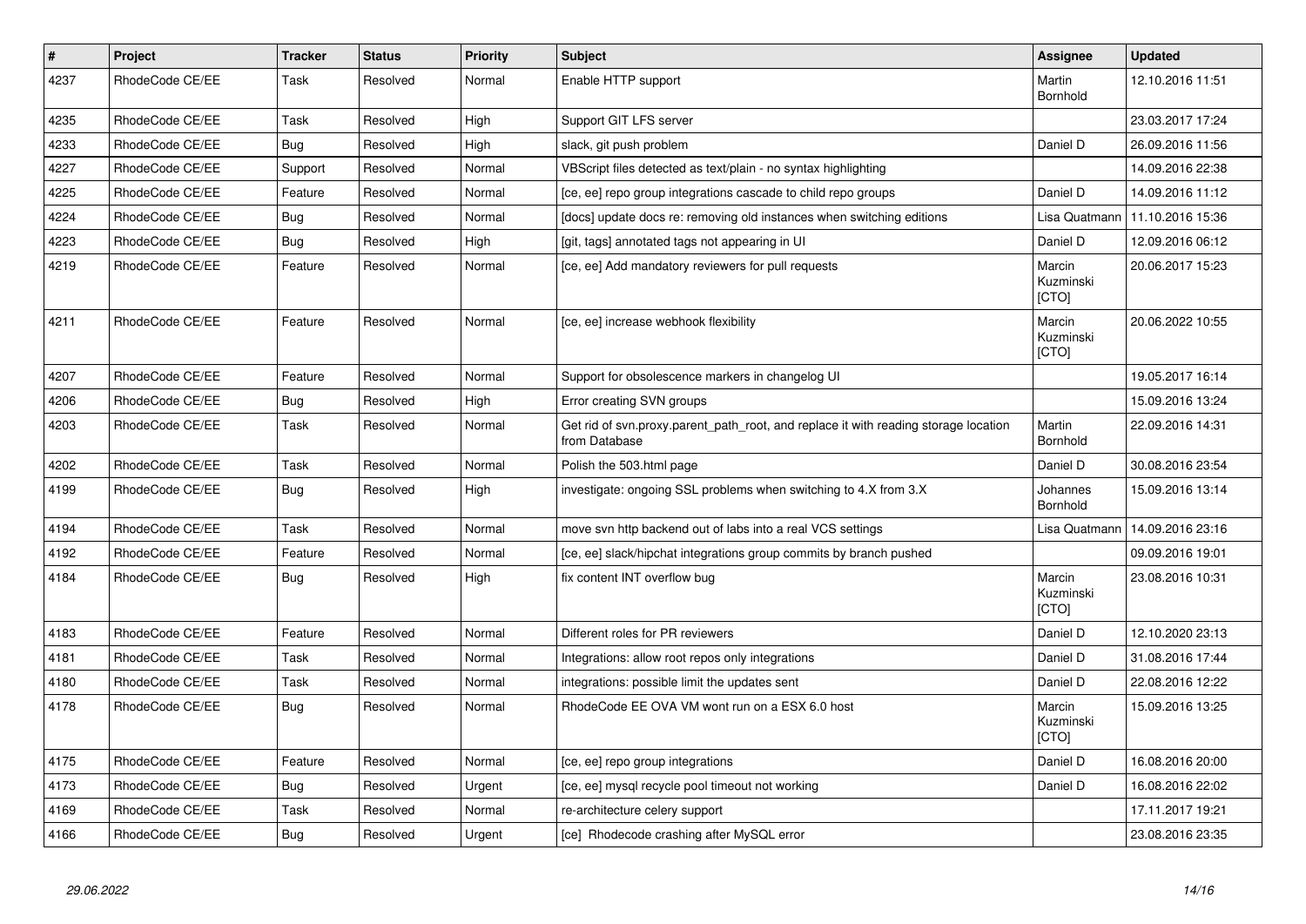| # | Project | Tracker | Status | Priority | Subject | Assignee | Updated |
|---|---|---|---|---|---|---|---|
| 4237 | RhodeCode CE/EE | Task | Resolved | Normal | Enable HTTP support | Martin Bornhold | 12.10.2016 11:51 |
| 4235 | RhodeCode CE/EE | Task | Resolved | High | Support GIT LFS server | | 23.03.2017 17:24 |
| 4233 | RhodeCode CE/EE | Bug | Resolved | High | slack, git push problem | Daniel D | 26.09.2016 11:56 |
| 4227 | RhodeCode CE/EE | Support | Resolved | Normal | VBScript files detected as text/plain - no syntax highlighting | | 14.09.2016 22:38 |
| 4225 | RhodeCode CE/EE | Feature | Resolved | Normal | [ce, ee] repo group integrations cascade to child repo groups | Daniel D | 14.09.2016 11:12 |
| 4224 | RhodeCode CE/EE | Bug | Resolved | Normal | [docs] update docs re: removing old instances when switching editions | Lisa Quatmann | 11.10.2016 15:36 |
| 4223 | RhodeCode CE/EE | Bug | Resolved | High | [git, tags] annotated tags not appearing in UI | Daniel D | 12.09.2016 06:12 |
| 4219 | RhodeCode CE/EE | Feature | Resolved | Normal | [ce, ee] Add mandatory reviewers for pull requests | Marcin Kuzminski [CTO] | 20.06.2017 15:23 |
| 4211 | RhodeCode CE/EE | Feature | Resolved | Normal | [ce, ee] increase webhook flexibility | Marcin Kuzminski [CTO] | 20.06.2022 10:55 |
| 4207 | RhodeCode CE/EE | Feature | Resolved | Normal | Support for obsolescence markers in changelog UI | | 19.05.2017 16:14 |
| 4206 | RhodeCode CE/EE | Bug | Resolved | High | Error creating SVN groups | | 15.09.2016 13:24 |
| 4203 | RhodeCode CE/EE | Task | Resolved | Normal | Get rid of svn.proxy.parent_path_root, and replace it with reading storage location from Database | Martin Bornhold | 22.09.2016 14:31 |
| 4202 | RhodeCode CE/EE | Task | Resolved | Normal | Polish the 503.html page | Daniel D | 30.08.2016 23:54 |
| 4199 | RhodeCode CE/EE | Bug | Resolved | High | investigate: ongoing SSL problems when switching to 4.X from 3.X | Johannes Bornhold | 15.09.2016 13:14 |
| 4194 | RhodeCode CE/EE | Task | Resolved | Normal | move svn http backend out of labs into a real VCS settings | Lisa Quatmann | 14.09.2016 23:16 |
| 4192 | RhodeCode CE/EE | Feature | Resolved | Normal | [ce, ee] slack/hipchat integrations group commits by branch pushed | | 09.09.2016 19:01 |
| 4184 | RhodeCode CE/EE | Bug | Resolved | High | fix content INT overflow bug | Marcin Kuzminski [CTO] | 23.08.2016 10:31 |
| 4183 | RhodeCode CE/EE | Feature | Resolved | Normal | Different roles for PR reviewers | Daniel D | 12.10.2020 23:13 |
| 4181 | RhodeCode CE/EE | Task | Resolved | Normal | Integrations: allow root repos only integrations | Daniel D | 31.08.2016 17:44 |
| 4180 | RhodeCode CE/EE | Task | Resolved | Normal | integrations: possible limit the updates sent | Daniel D | 22.08.2016 12:22 |
| 4178 | RhodeCode CE/EE | Bug | Resolved | Normal | RhodeCode EE OVA VM wont run on a ESX 6.0 host | Marcin Kuzminski [CTO] | 15.09.2016 13:25 |
| 4175 | RhodeCode CE/EE | Feature | Resolved | Normal | [ce, ee] repo group integrations | Daniel D | 16.08.2016 20:00 |
| 4173 | RhodeCode CE/EE | Bug | Resolved | Urgent | [ce, ee] mysql recycle pool timeout not working | Daniel D | 16.08.2016 22:02 |
| 4169 | RhodeCode CE/EE | Task | Resolved | Normal | re-architecture celery support | | 17.11.2017 19:21 |
| 4166 | RhodeCode CE/EE | Bug | Resolved | Urgent | [ce] Rhodecode crashing after MySQL error | | 23.08.2016 23:35 |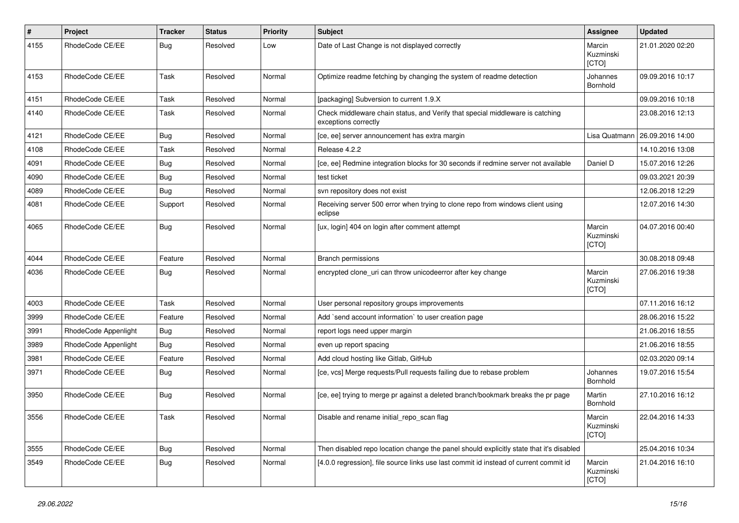| # | Project | Tracker | Status | Priority | Subject | Assignee | Updated |
|---|---|---|---|---|---|---|---|
| 4155 | RhodeCode CE/EE | Bug | Resolved | Low | Date of Last Change is not displayed correctly | Marcin Kuzminski [CTO] | 21.01.2020 02:20 |
| 4153 | RhodeCode CE/EE | Task | Resolved | Normal | Optimize readme fetching by changing the system of readme detection | Johannes Bornhold | 09.09.2016 10:17 |
| 4151 | RhodeCode CE/EE | Task | Resolved | Normal | [packaging] Subversion to current 1.9.X | | 09.09.2016 10:18 |
| 4140 | RhodeCode CE/EE | Task | Resolved | Normal | Check middleware chain status, and Verify that special middleware is catching exceptions correctly | | 23.08.2016 12:13 |
| 4121 | RhodeCode CE/EE | Bug | Resolved | Normal | [ce, ee] server announcement has extra margin | Lisa Quatmann | 26.09.2016 14:00 |
| 4108 | RhodeCode CE/EE | Task | Resolved | Normal | Release 4.2.2 | | 14.10.2016 13:08 |
| 4091 | RhodeCode CE/EE | Bug | Resolved | Normal | [ce, ee] Redmine integration blocks for 30 seconds if redmine server not available | Daniel D | 15.07.2016 12:26 |
| 4090 | RhodeCode CE/EE | Bug | Resolved | Normal | test ticket | | 09.03.2021 20:39 |
| 4089 | RhodeCode CE/EE | Bug | Resolved | Normal | svn repository does not exist | | 12.06.2018 12:29 |
| 4081 | RhodeCode CE/EE | Support | Resolved | Normal | Receiving server 500 error when trying to clone repo from windows client using eclipse | | 12.07.2016 14:30 |
| 4065 | RhodeCode CE/EE | Bug | Resolved | Normal | [ux, login] 404 on login after comment attempt | Marcin Kuzminski [CTO] | 04.07.2016 00:40 |
| 4044 | RhodeCode CE/EE | Feature | Resolved | Normal | Branch permissions | | 30.08.2018 09:48 |
| 4036 | RhodeCode CE/EE | Bug | Resolved | Normal | encrypted clone_uri can throw unicodeerror after key change | Marcin Kuzminski [CTO] | 27.06.2016 19:38 |
| 4003 | RhodeCode CE/EE | Task | Resolved | Normal | User personal repository groups improvements | | 07.11.2016 16:12 |
| 3999 | RhodeCode CE/EE | Feature | Resolved | Normal | Add `send account information` to user creation page | | 28.06.2016 15:22 |
| 3991 | RhodeCode Appenlight | Bug | Resolved | Normal | report logs need upper margin | | 21.06.2016 18:55 |
| 3989 | RhodeCode Appenlight | Bug | Resolved | Normal | even up report spacing | | 21.06.2016 18:55 |
| 3981 | RhodeCode CE/EE | Feature | Resolved | Normal | Add cloud hosting like Gitlab, GitHub | | 02.03.2020 09:14 |
| 3971 | RhodeCode CE/EE | Bug | Resolved | Normal | [ce, vcs] Merge requests/Pull requests failing due to rebase problem | Johannes Bornhold | 19.07.2016 15:54 |
| 3950 | RhodeCode CE/EE | Bug | Resolved | Normal | [ce, ee] trying to merge pr against a deleted branch/bookmark breaks the pr page | Martin Bornhold | 27.10.2016 16:12 |
| 3556 | RhodeCode CE/EE | Task | Resolved | Normal | Disable and rename initial_repo_scan flag | Marcin Kuzminski [CTO] | 22.04.2016 14:33 |
| 3555 | RhodeCode CE/EE | Bug | Resolved | Normal | Then disabled repo location change the panel should explicitly state that it's disabled | | 25.04.2016 10:34 |
| 3549 | RhodeCode CE/EE | Bug | Resolved | Normal | [4.0.0 regression], file source links use last commit id instead of current commit id | Marcin Kuzminski [CTO] | 21.04.2016 16:10 |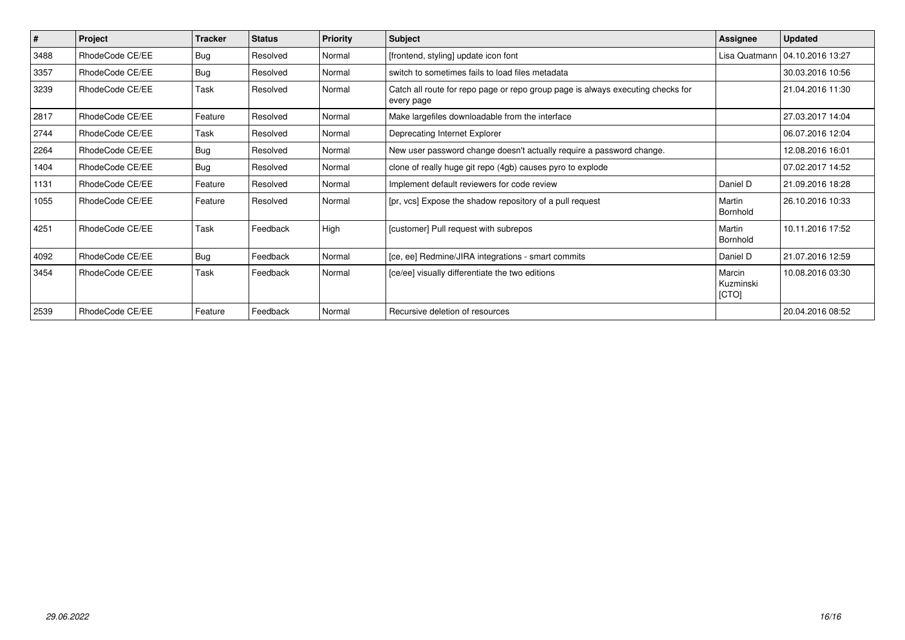| # | Project | Tracker | Status | Priority | Subject | Assignee | Updated |
|---|---|---|---|---|---|---|---|
| 3488 | RhodeCode CE/EE | Bug | Resolved | Normal | [frontend, styling] update icon font | Lisa Quatmann | 04.10.2016 13:27 |
| 3357 | RhodeCode CE/EE | Bug | Resolved | Normal | switch to sometimes fails to load files metadata | | 30.03.2016 10:56 |
| 3239 | RhodeCode CE/EE | Task | Resolved | Normal | Catch all route for repo page or repo group page is always executing checks for every page | | 21.04.2016 11:30 |
| 2817 | RhodeCode CE/EE | Feature | Resolved | Normal | Make largefiles downloadable from the interface | | 27.03.2017 14:04 |
| 2744 | RhodeCode CE/EE | Task | Resolved | Normal | Deprecating Internet Explorer | | 06.07.2016 12:04 |
| 2264 | RhodeCode CE/EE | Bug | Resolved | Normal | New user password change doesn't actually require a password change. | | 12.08.2016 16:01 |
| 1404 | RhodeCode CE/EE | Bug | Resolved | Normal | clone of really huge git repo (4gb) causes pyro to explode | | 07.02.2017 14:52 |
| 1131 | RhodeCode CE/EE | Feature | Resolved | Normal | Implement default reviewers for code review | Daniel D | 21.09.2016 18:28 |
| 1055 | RhodeCode CE/EE | Feature | Resolved | Normal | [pr, vcs] Expose the shadow repository of a pull request | Martin Bornhold | 26.10.2016 10:33 |
| 4251 | RhodeCode CE/EE | Task | Feedback | High | [customer] Pull request with subrepos | Martin Bornhold | 10.11.2016 17:52 |
| 4092 | RhodeCode CE/EE | Bug | Feedback | Normal | [ce, ee] Redmine/JIRA integrations - smart commits | Daniel D | 21.07.2016 12:59 |
| 3454 | RhodeCode CE/EE | Task | Feedback | Normal | [ce/ee] visually differentiate the two editions | Marcin Kuzminski [CTO] | 10.08.2016 03:30 |
| 2539 | RhodeCode CE/EE | Feature | Feedback | Normal | Recursive deletion of resources | | 20.04.2016 08:52 |